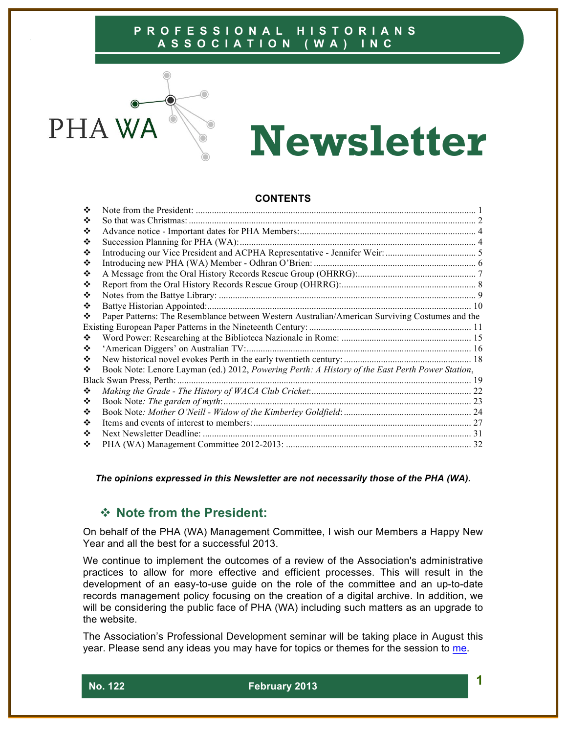PROFESSIONAL HISTORIANS ASSOCIATION (WA) INC

PHA WA

# Newsletter

## CONTENTS

- Note from the President: 1
- So that was Christmas: 2
- Advance notice - Important dates for PHA Members: 4
- Succession Planning for PHA (WA): 4
- Introducing our Vice President and ACPHA Representative - Jennifer Weir: 5
- Introducing new PHA (WA) Member - Odhran O'Brien: 6
- A Message from the Oral History Records Rescue Group (OHRRG): 7
- Report from the Oral History Records Rescue Group (OHRRG): 8
- Notes from the Battye Library: 9
- Battye Historian Appointed: 10
- Paper Patterns: The Resemblance between Western Australian/American Surviving Costumes and the Existing European Paper Patterns in the Nineteenth Century: 11
- Word Power: Researching at the Biblioteca Nazionale in Rome: 15
- 'American Diggers' on Australian TV: 16
- New historical novel evokes Perth in the early twentieth century: 18
- Book Note: Lenore Layman (ed.) 2012, *Powering Perth: A History of the East Perth Power Station*, Black Swan Press, Perth: 19
- *Making the Grade - The History of WACA Club Cricket*: 22
- Book Note*: The garden of myth*: 23
- Book Note*: Mother O'Neill - Widow of the Kimberley Goldfield*: 24
- Items and events of interest to members: 27
- Next Newsletter Deadline: 31
- PHA (WA) Management Committee 2012-2013: 32

***The opinions expressed in this Newsletter are not necessarily those of the PHA (WA).***

## ❖ Note from the President:

On behalf of the PHA (WA) Management Committee, I wish our Members a Happy New Year and all the best for a successful 2013.

We continue to implement the outcomes of a review of the Association's administrative practices to allow for more effective and efficient processes. This will result in the development of an easy-to-use guide on the role of the committee and an up-to-date records management policy focusing on the creation of a digital archive. In addition, we will be considering the public face of PHA (WA) including such matters as an upgrade to the website.

The Association's Professional Development seminar will be taking place in August this year. Please send any ideas you may have for topics or themes for the session to me.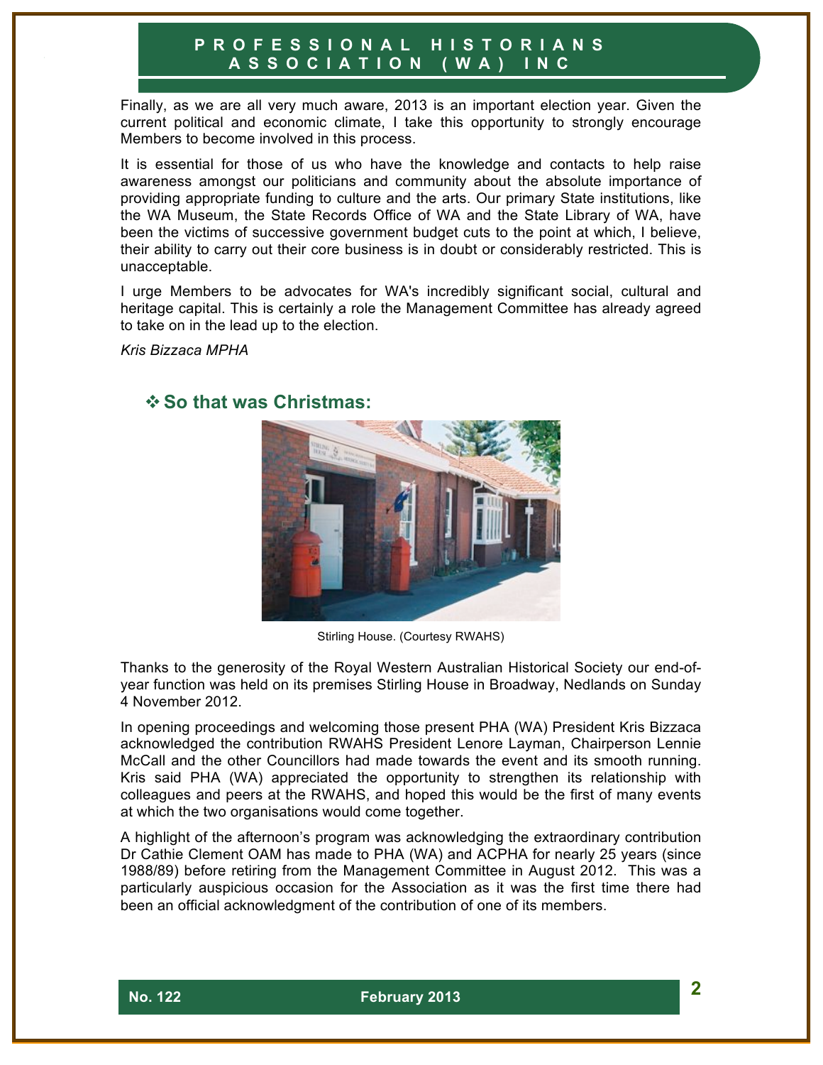Finally, as we are all very much aware, 2013 is an important election year. Given the current political and economic climate, I take this opportunity to strongly encourage Members to become involved in this process.

It is essential for those of us who have the knowledge and contacts to help raise awareness amongst our politicians and community about the absolute importance of providing appropriate funding to culture and the arts. Our primary State institutions, like the WA Museum, the State Records Office of WA and the State Library of WA, have been the victims of successive government budget cuts to the point at which, I believe, their ability to carry out their core business is in doubt or considerably restricted. This is unacceptable.

I urge Members to be advocates for WA's incredibly significant social, cultural and heritage capital. This is certainly a role the Management Committee has already agreed to take on in the lead up to the election.

*Kris Bizzaca MPHA*

## ❖ So that was Christmas:

Stirling House. (Courtesy RWAHS)

Thanks to the generosity of the Royal Western Australian Historical Society our end-of-year function was held on its premises Stirling House in Broadway, Nedlands on Sunday 4 November 2012.

In opening proceedings and welcoming those present PHA (WA) President Kris Bizzaca acknowledged the contribution RWAHS President Lenore Layman, Chairperson Lennie McCall and the other Councillors had made towards the event and its smooth running. Kris said PHA (WA) appreciated the opportunity to strengthen its relationship with colleagues and peers at the RWAHS, and hoped this would be the first of many events at which the two organisations would come together.

A highlight of the afternoon's program was acknowledging the extraordinary contribution Dr Cathie Clement OAM has made to PHA (WA) and ACPHA for nearly 25 years (since 1988/89) before retiring from the Management Committee in August 2012. This was a particularly auspicious occasion for the Association as it was the first time there had been an official acknowledgment of the contribution of one of its members.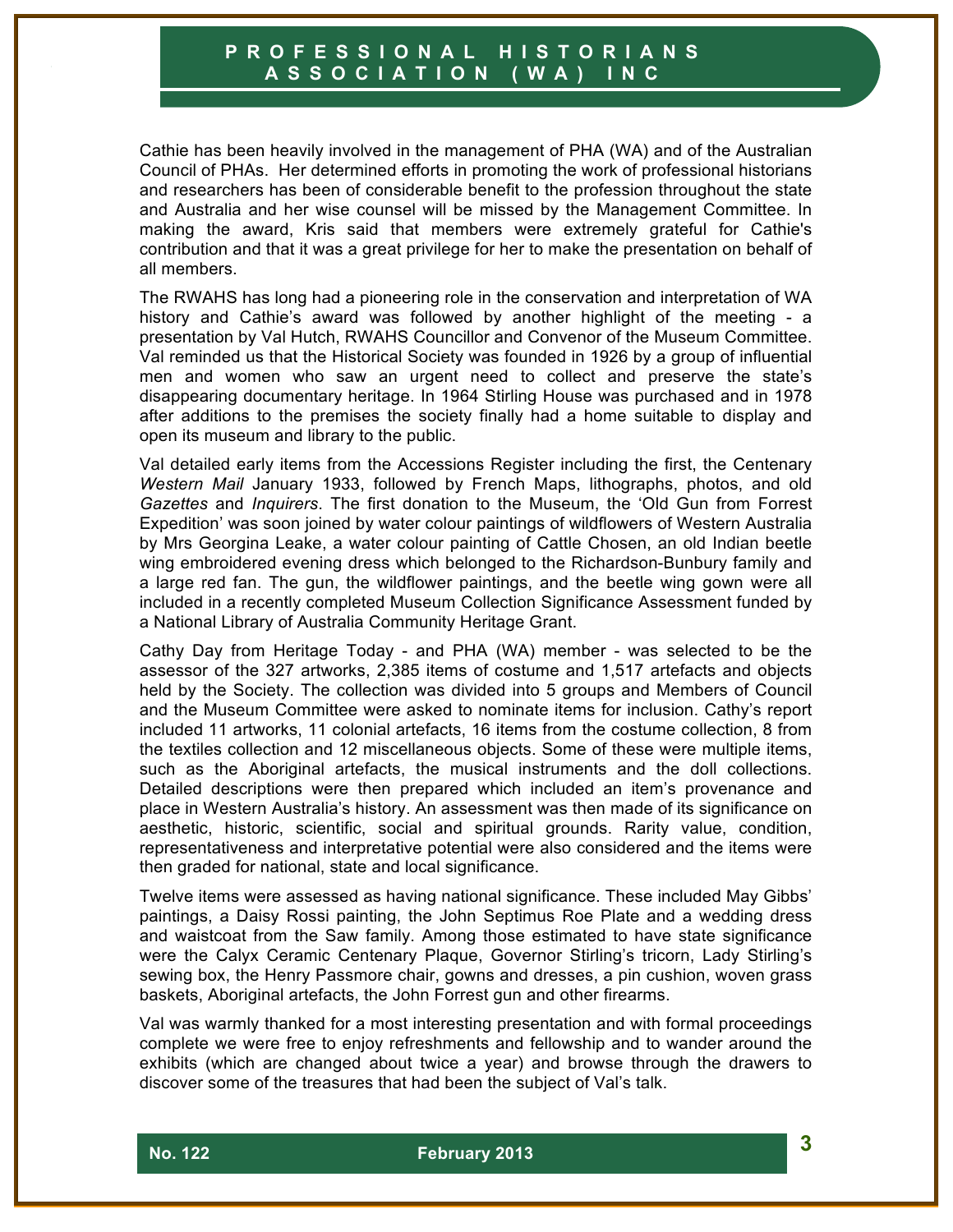Cathie has been heavily involved in the management of PHA (WA) and of the Australian Council of PHAs. Her determined efforts in promoting the work of professional historians and researchers has been of considerable benefit to the profession throughout the state and Australia and her wise counsel will be missed by the Management Committee. In making the award, Kris said that members were extremely grateful for Cathie's contribution and that it was a great privilege for her to make the presentation on behalf of all members.

The RWAHS has long had a pioneering role in the conservation and interpretation of WA history and Cathie's award was followed by another highlight of the meeting - a presentation by Val Hutch, RWAHS Councillor and Convenor of the Museum Committee. Val reminded us that the Historical Society was founded in 1926 by a group of influential men and women who saw an urgent need to collect and preserve the state's disappearing documentary heritage. In 1964 Stirling House was purchased and in 1978 after additions to the premises the society finally had a home suitable to display and open its museum and library to the public.

Val detailed early items from the Accessions Register including the first, the Centenary *Western Mail* January 1933, followed by French Maps, lithographs, photos, and old *Gazettes* and *Inquirers*. The first donation to the Museum, the 'Old Gun from Forrest Expedition' was soon joined by water colour paintings of wildflowers of Western Australia by Mrs Georgina Leake, a water colour painting of Cattle Chosen, an old Indian beetle wing embroidered evening dress which belonged to the Richardson-Bunbury family and a large red fan. The gun, the wildflower paintings, and the beetle wing gown were all included in a recently completed Museum Collection Significance Assessment funded by a National Library of Australia Community Heritage Grant.

Cathy Day from Heritage Today - and PHA (WA) member - was selected to be the assessor of the 327 artworks, 2,385 items of costume and 1,517 artefacts and objects held by the Society. The collection was divided into 5 groups and Members of Council and the Museum Committee were asked to nominate items for inclusion. Cathy's report included 11 artworks, 11 colonial artefacts, 16 items from the costume collection, 8 from the textiles collection and 12 miscellaneous objects. Some of these were multiple items, such as the Aboriginal artefacts, the musical instruments and the doll collections. Detailed descriptions were then prepared which included an item's provenance and place in Western Australia's history. An assessment was then made of its significance on aesthetic, historic, scientific, social and spiritual grounds. Rarity value, condition, representativeness and interpretative potential were also considered and the items were then graded for national, state and local significance.

Twelve items were assessed as having national significance. These included May Gibbs' paintings, a Daisy Rossi painting, the John Septimus Roe Plate and a wedding dress and waistcoat from the Saw family. Among those estimated to have state significance were the Calyx Ceramic Centenary Plaque, Governor Stirling's tricorn, Lady Stirling's sewing box, the Henry Passmore chair, gowns and dresses, a pin cushion, woven grass baskets, Aboriginal artefacts, the John Forrest gun and other firearms.

Val was warmly thanked for a most interesting presentation and with formal proceedings complete we were free to enjoy refreshments and fellowship and to wander around the exhibits (which are changed about twice a year) and browse through the drawers to discover some of the treasures that had been the subject of Val's talk.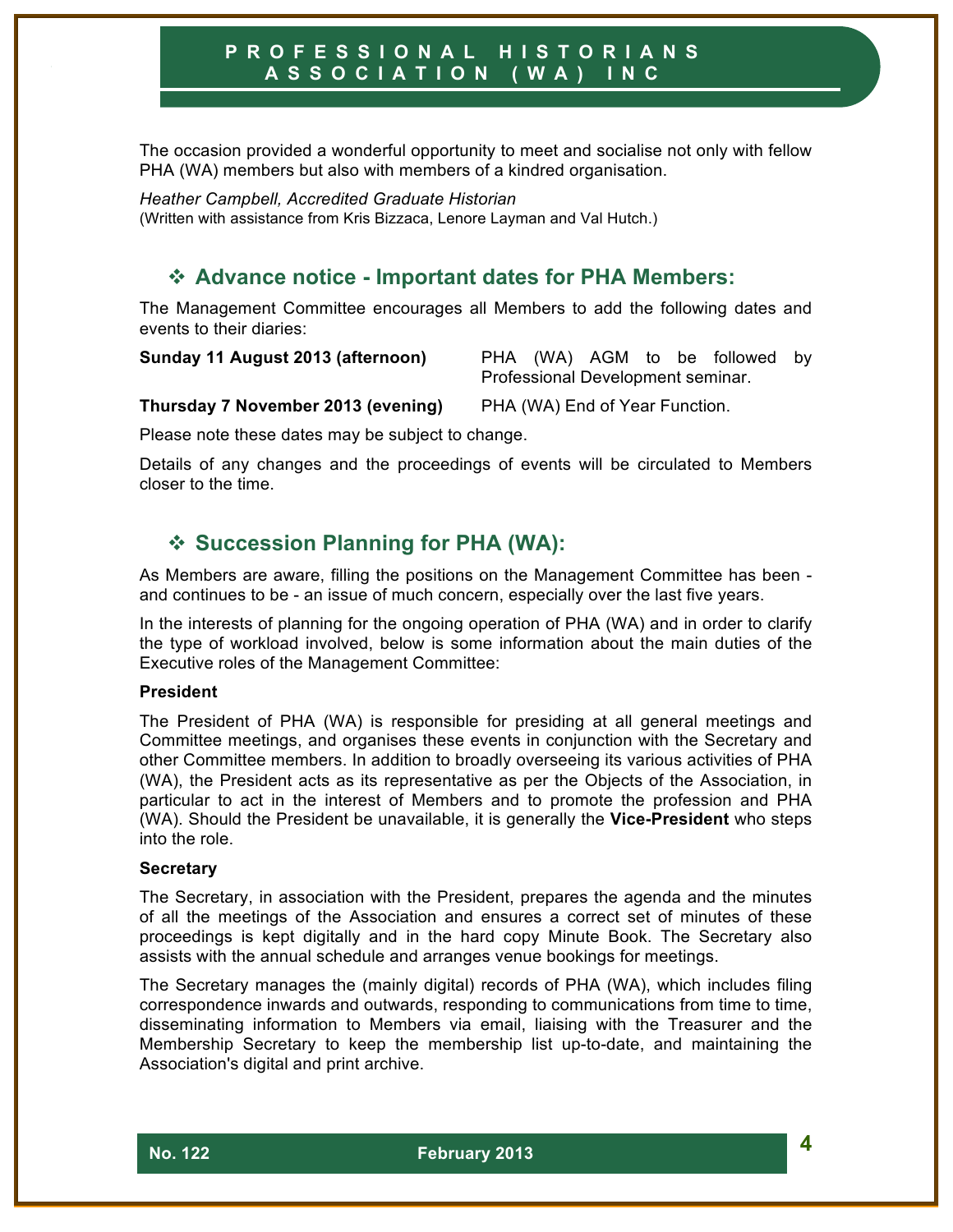The occasion provided a wonderful opportunity to meet and socialise not only with fellow PHA (WA) members but also with members of a kindred organisation.

*Heather Campbell, Accredited Graduate Historian*
(Written with assistance from Kris Bizzaca, Lenore Layman and Val Hutch.)

## ❖ Advance notice - Important dates for PHA Members:

The Management Committee encourages all Members to add the following dates and events to their diaries:

| | |
|---|---|
| **Sunday 11 August 2013 (afternoon)** | PHA (WA) AGM to be followed by Professional Development seminar. |
| **Thursday 7 November 2013 (evening)** | PHA (WA) End of Year Function. |

Please note these dates may be subject to change.

Details of any changes and the proceedings of events will be circulated to Members closer to the time.

## ❖ Succession Planning for PHA (WA):

As Members are aware, filling the positions on the Management Committee has been - and continues to be - an issue of much concern, especially over the last five years.

In the interests of planning for the ongoing operation of PHA (WA) and in order to clarify the type of workload involved, below is some information about the main duties of the Executive roles of the Management Committee:

**President**

The President of PHA (WA) is responsible for presiding at all general meetings and Committee meetings, and organises these events in conjunction with the Secretary and other Committee members. In addition to broadly overseeing its various activities of PHA (WA), the President acts as its representative as per the Objects of the Association, in particular to act in the interest of Members and to promote the profession and PHA (WA). Should the President be unavailable, it is generally the **Vice-President** who steps into the role.

**Secretary**

The Secretary, in association with the President, prepares the agenda and the minutes of all the meetings of the Association and ensures a correct set of minutes of these proceedings is kept digitally and in the hard copy Minute Book. The Secretary also assists with the annual schedule and arranges venue bookings for meetings.

The Secretary manages the (mainly digital) records of PHA (WA), which includes filing correspondence inwards and outwards, responding to communications from time to time, disseminating information to Members via email, liaising with the Treasurer and the Membership Secretary to keep the membership list up-to-date, and maintaining the Association's digital and print archive.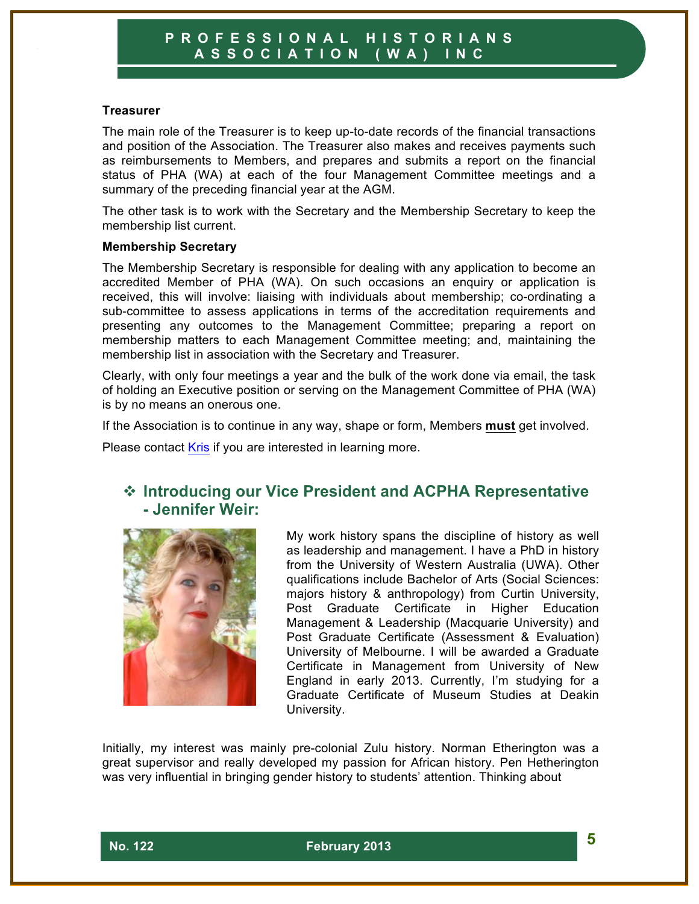### Treasurer

The main role of the Treasurer is to keep up-to-date records of the financial transactions and position of the Association. The Treasurer also makes and receives payments such as reimbursements to Members, and prepares and submits a report on the financial status of PHA (WA) at each of the four Management Committee meetings and a summary of the preceding financial year at the AGM.

The other task is to work with the Secretary and the Membership Secretary to keep the membership list current.

### Membership Secretary

The Membership Secretary is responsible for dealing with any application to become an accredited Member of PHA (WA). On such occasions an enquiry or application is received, this will involve: liaising with individuals about membership; co-ordinating a sub-committee to assess applications in terms of the accreditation requirements and presenting any outcomes to the Management Committee; preparing a report on membership matters to each Management Committee meeting; and, maintaining the membership list in association with the Secretary and Treasurer.

Clearly, with only four meetings a year and the bulk of the work done via email, the task of holding an Executive position or serving on the Management Committee of PHA (WA) is by no means an onerous one.

If the Association is to continue in any way, shape or form, Members **must** get involved.

Please contact Kris if you are interested in learning more.

## ❖ Introducing our Vice President and ACPHA Representative - Jennifer Weir:

My work history spans the discipline of history as well as leadership and management. I have a PhD in history from the University of Western Australia (UWA). Other qualifications include Bachelor of Arts (Social Sciences: majors history & anthropology) from Curtin University, Post Graduate Certificate in Higher Education Management & Leadership (Macquarie University) and Post Graduate Certificate (Assessment & Evaluation) University of Melbourne. I will be awarded a Graduate Certificate in Management from University of New England in early 2013. Currently, I'm studying for a Graduate Certificate of Museum Studies at Deakin University.

Initially, my interest was mainly pre-colonial Zulu history. Norman Etherington was a great supervisor and really developed my passion for African history. Pen Hetherington was very influential in bringing gender history to students' attention. Thinking about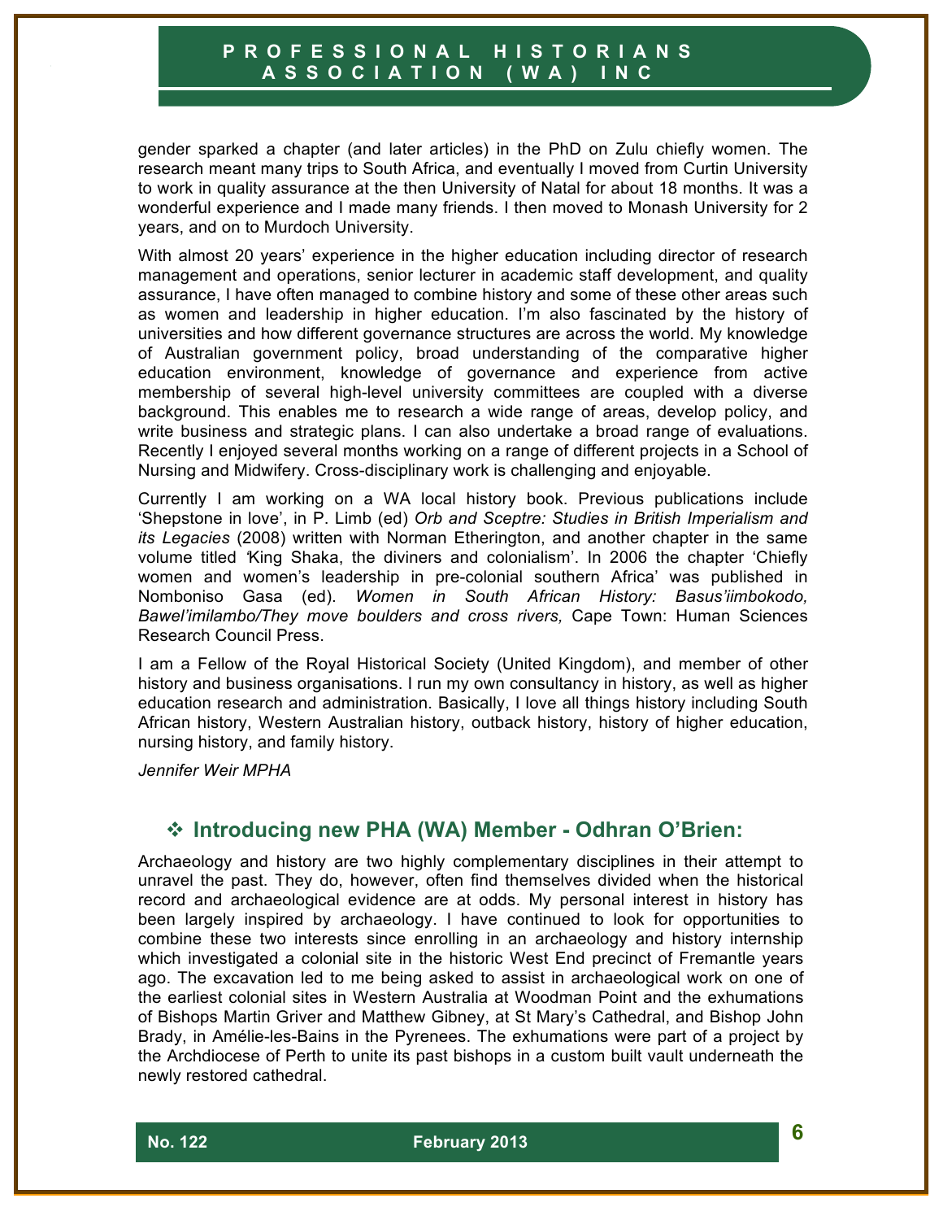gender sparked a chapter (and later articles) in the PhD on Zulu chiefly women. The research meant many trips to South Africa, and eventually I moved from Curtin University to work in quality assurance at the then University of Natal for about 18 months. It was a wonderful experience and I made many friends. I then moved to Monash University for 2 years, and on to Murdoch University.

With almost 20 years' experience in the higher education including director of research management and operations, senior lecturer in academic staff development, and quality assurance, I have often managed to combine history and some of these other areas such as women and leadership in higher education. I'm also fascinated by the history of universities and how different governance structures are across the world. My knowledge of Australian government policy, broad understanding of the comparative higher education environment, knowledge of governance and experience from active membership of several high-level university committees are coupled with a diverse background. This enables me to research a wide range of areas, develop policy, and write business and strategic plans. I can also undertake a broad range of evaluations. Recently I enjoyed several months working on a range of different projects in a School of Nursing and Midwifery. Cross-disciplinary work is challenging and enjoyable.

Currently I am working on a WA local history book. Previous publications include 'Shepstone in love', in P. Limb (ed) *Orb and Sceptre: Studies in British Imperialism and its Legacies* (2008) written with Norman Etherington, and another chapter in the same volume titled 'King Shaka, the diviners and colonialism'. In 2006 the chapter 'Chiefly women and women's leadership in pre-colonial southern Africa' was published in Nomboniso Gasa (ed). *Women in South African History: Basus'iimbokodo, Bawel'imilambo/They move boulders and cross rivers,* Cape Town: Human Sciences Research Council Press.

I am a Fellow of the Royal Historical Society (United Kingdom), and member of other history and business organisations. I run my own consultancy in history, as well as higher education research and administration. Basically, I love all things history including South African history, Western Australian history, outback history, history of higher education, nursing history, and family history.

*Jennifer Weir MPHA*

## ❖ Introducing new PHA (WA) Member - Odhran O'Brien:

Archaeology and history are two highly complementary disciplines in their attempt to unravel the past. They do, however, often find themselves divided when the historical record and archaeological evidence are at odds. My personal interest in history has been largely inspired by archaeology. I have continued to look for opportunities to combine these two interests since enrolling in an archaeology and history internship which investigated a colonial site in the historic West End precinct of Fremantle years ago. The excavation led to me being asked to assist in archaeological work on one of the earliest colonial sites in Western Australia at Woodman Point and the exhumations of Bishops Martin Griver and Matthew Gibney, at St Mary's Cathedral, and Bishop John Brady, in Amélie-les-Bains in the Pyrenees. The exhumations were part of a project by the Archdiocese of Perth to unite its past bishops in a custom built vault underneath the newly restored cathedral.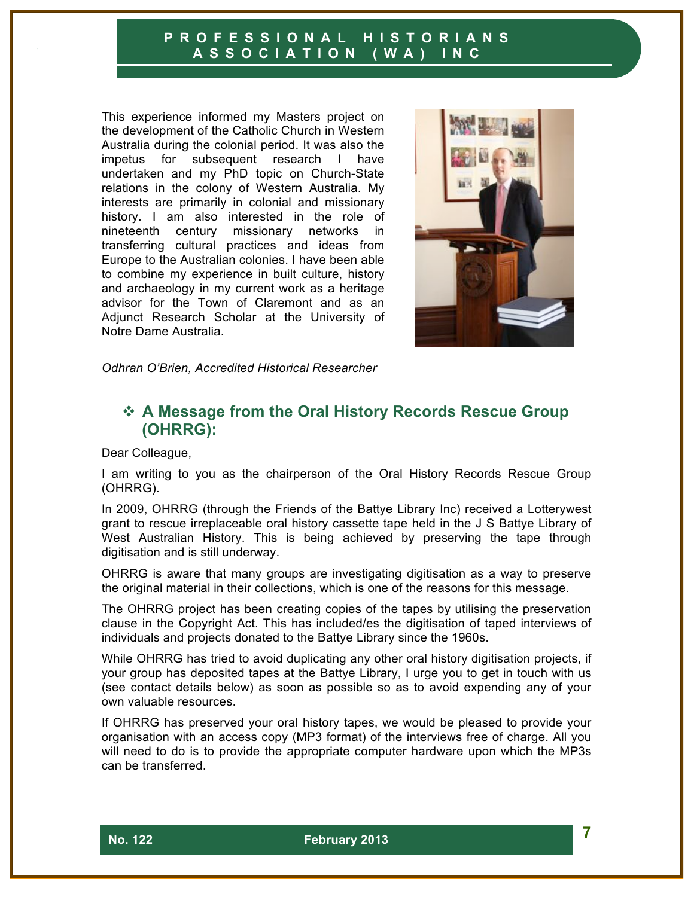This experience informed my Masters project on the development of the Catholic Church in Western Australia during the colonial period. It was also the impetus for subsequent research I have undertaken and my PhD topic on Church-State relations in the colony of Western Australia. My interests are primarily in colonial and missionary history. I am also interested in the role of nineteenth century missionary networks in transferring cultural practices and ideas from Europe to the Australian colonies. I have been able to combine my experience in built culture, history and archaeology in my current work as a heritage advisor for the Town of Claremont and as an Adjunct Research Scholar at the University of Notre Dame Australia.

*Odhran O'Brien, Accredited Historical Researcher*

## ❖ A Message from the Oral History Records Rescue Group (OHRRG):

Dear Colleague,

I am writing to you as the chairperson of the Oral History Records Rescue Group (OHRRG).

In 2009, OHRRG (through the Friends of the Battye Library Inc) received a Lotterywest grant to rescue irreplaceable oral history cassette tape held in the J S Battye Library of West Australian History. This is being achieved by preserving the tape through digitisation and is still underway.

OHRRG is aware that many groups are investigating digitisation as a way to preserve the original material in their collections, which is one of the reasons for this message.

The OHRRG project has been creating copies of the tapes by utilising the preservation clause in the Copyright Act. This has included/es the digitisation of taped interviews of individuals and projects donated to the Battye Library since the 1960s.

While OHRRG has tried to avoid duplicating any other oral history digitisation projects, if your group has deposited tapes at the Battye Library, I urge you to get in touch with us (see contact details below) as soon as possible so as to avoid expending any of your own valuable resources.

If OHRRG has preserved your oral history tapes, we would be pleased to provide your organisation with an access copy (MP3 format) of the interviews free of charge. All you will need to do is to provide the appropriate computer hardware upon which the MP3s can be transferred.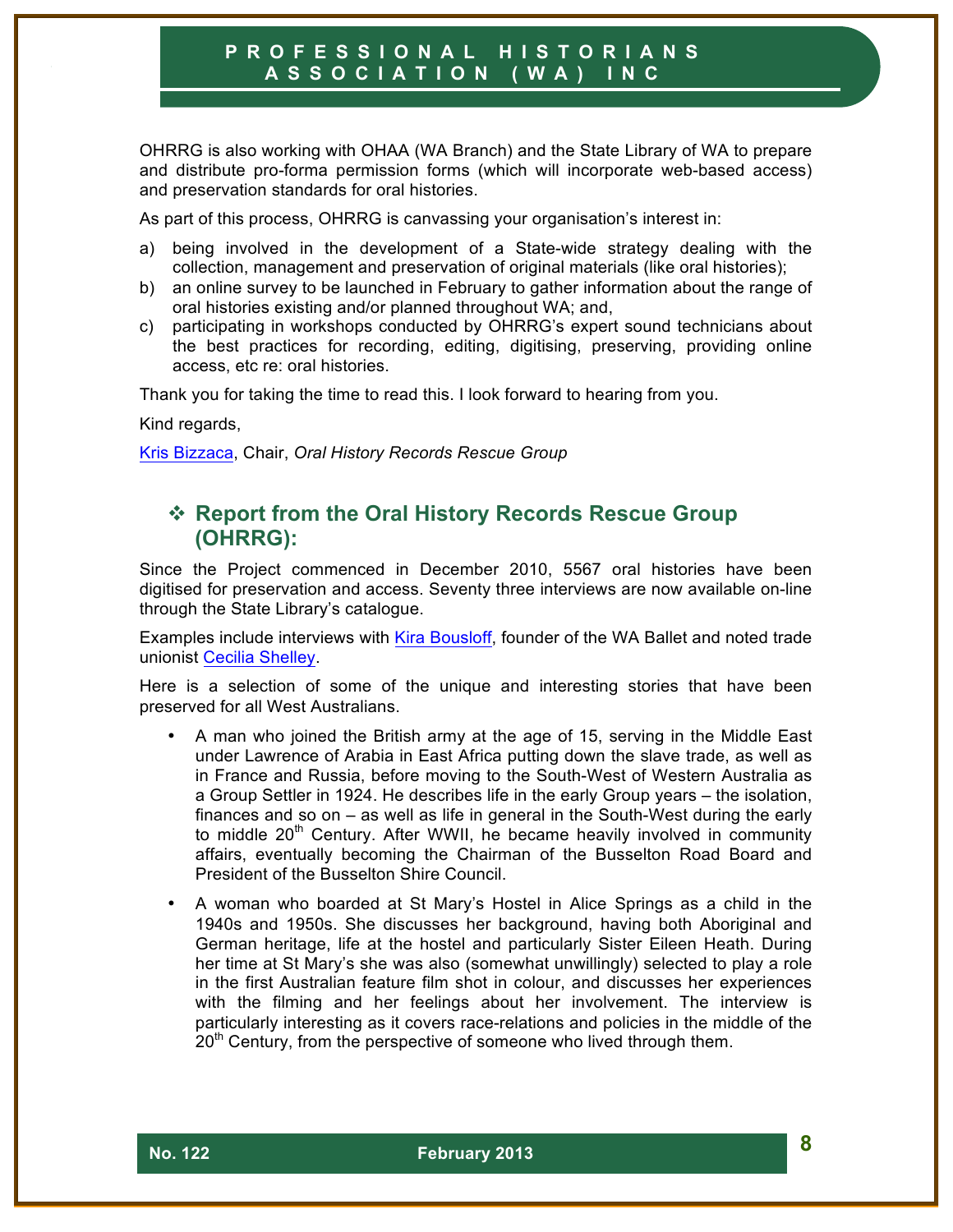OHRRG is also working with OHAA (WA Branch) and the State Library of WA to prepare and distribute pro-forma permission forms (which will incorporate web-based access) and preservation standards for oral histories.

As part of this process, OHRRG is canvassing your organisation's interest in:

a) being involved in the development of a State-wide strategy dealing with the collection, management and preservation of original materials (like oral histories);
b) an online survey to be launched in February to gather information about the range of oral histories existing and/or planned throughout WA; and,
c) participating in workshops conducted by OHRRG's expert sound technicians about the best practices for recording, editing, digitising, preserving, providing online access, etc re: oral histories.

Thank you for taking the time to read this. I look forward to hearing from you.

Kind regards,

Kris Bizzaca, Chair, *Oral History Records Rescue Group*

## ❖ Report from the Oral History Records Rescue Group (OHRRG):

Since the Project commenced in December 2010, 5567 oral histories have been digitised for preservation and access. Seventy three interviews are now available on-line through the State Library's catalogue.

Examples include interviews with Kira Bousloff, founder of the WA Ballet and noted trade unionist Cecilia Shelley.

Here is a selection of some of the unique and interesting stories that have been preserved for all West Australians.

- A man who joined the British army at the age of 15, serving in the Middle East under Lawrence of Arabia in East Africa putting down the slave trade, as well as in France and Russia, before moving to the South-West of Western Australia as a Group Settler in 1924. He describes life in the early Group years – the isolation, finances and so on – as well as life in general in the South-West during the early to middle 20th Century. After WWII, he became heavily involved in community affairs, eventually becoming the Chairman of the Busselton Road Board and President of the Busselton Shire Council.
- A woman who boarded at St Mary's Hostel in Alice Springs as a child in the 1940s and 1950s. She discusses her background, having both Aboriginal and German heritage, life at the hostel and particularly Sister Eileen Heath. During her time at St Mary's she was also (somewhat unwillingly) selected to play a role in the first Australian feature film shot in colour, and discusses her experiences with the filming and her feelings about her involvement. The interview is particularly interesting as it covers race-relations and policies in the middle of the 20th Century, from the perspective of someone who lived through them.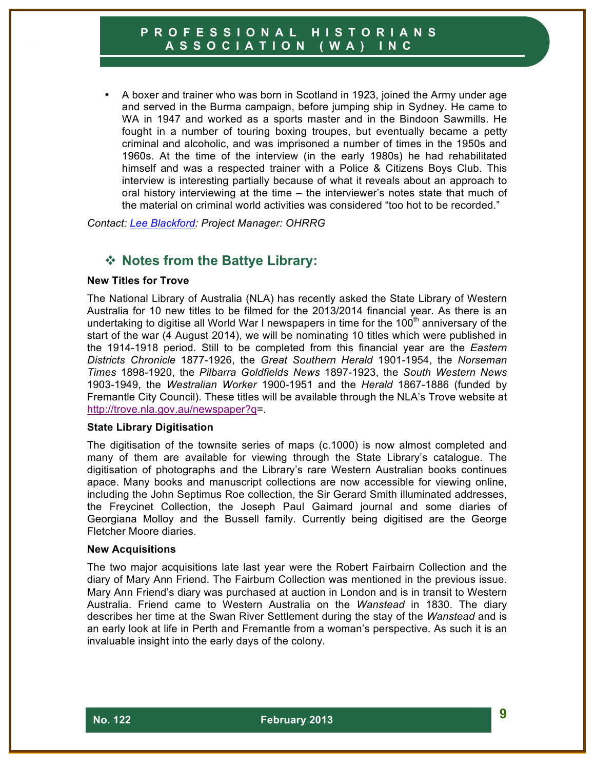- A boxer and trainer who was born in Scotland in 1923, joined the Army under age and served in the Burma campaign, before jumping ship in Sydney. He came to WA in 1947 and worked as a sports master and in the Bindoon Sawmills. He fought in a number of touring boxing troupes, but eventually became a petty criminal and alcoholic, and was imprisoned a number of times in the 1950s and 1960s. At the time of the interview (in the early 1980s) he had rehabilitated himself and was a respected trainer with a Police & Citizens Boys Club. This interview is interesting partially because of what it reveals about an approach to oral history interviewing at the time – the interviewer's notes state that much of the material on criminal world activities was considered "too hot to be recorded."

*Contact: Lee Blackford: Project Manager: OHRRG*

## ❖ Notes from the Battye Library:

**New Titles for Trove**

The National Library of Australia (NLA) has recently asked the State Library of Western Australia for 10 new titles to be filmed for the 2013/2014 financial year. As there is an undertaking to digitise all World War I newspapers in time for the 100th anniversary of the start of the war (4 August 2014), we will be nominating 10 titles which were published in the 1914-1918 period. Still to be completed from this financial year are the *Eastern Districts Chronicle* 1877-1926, the *Great Southern Herald* 1901-1954, the *Norseman Times* 1898-1920, the *Pilbarra Goldfields News* 1897-1923, the *South Western News* 1903-1949, the *Westralian Worker* 1900-1951 and the *Herald* 1867-1886 (funded by Fremantle City Council). These titles will be available through the NLA's Trove website at http://trove.nla.gov.au/newspaper?q=.

**State Library Digitisation**

The digitisation of the townsite series of maps (c.1000) is now almost completed and many of them are available for viewing through the State Library's catalogue. The digitisation of photographs and the Library's rare Western Australian books continues apace. Many books and manuscript collections are now accessible for viewing online, including the John Septimus Roe collection, the Sir Gerard Smith illuminated addresses, the Freycinet Collection, the Joseph Paul Gaimard journal and some diaries of Georgiana Molloy and the Bussell family. Currently being digitised are the George Fletcher Moore diaries.

**New Acquisitions**

The two major acquisitions late last year were the Robert Fairbairn Collection and the diary of Mary Ann Friend. The Fairburn Collection was mentioned in the previous issue. Mary Ann Friend's diary was purchased at auction in London and is in transit to Western Australia. Friend came to Western Australia on the *Wanstead* in 1830. The diary describes her time at the Swan River Settlement during the stay of the *Wanstead* and is an early look at life in Perth and Fremantle from a woman's perspective. As such it is an invaluable insight into the early days of the colony.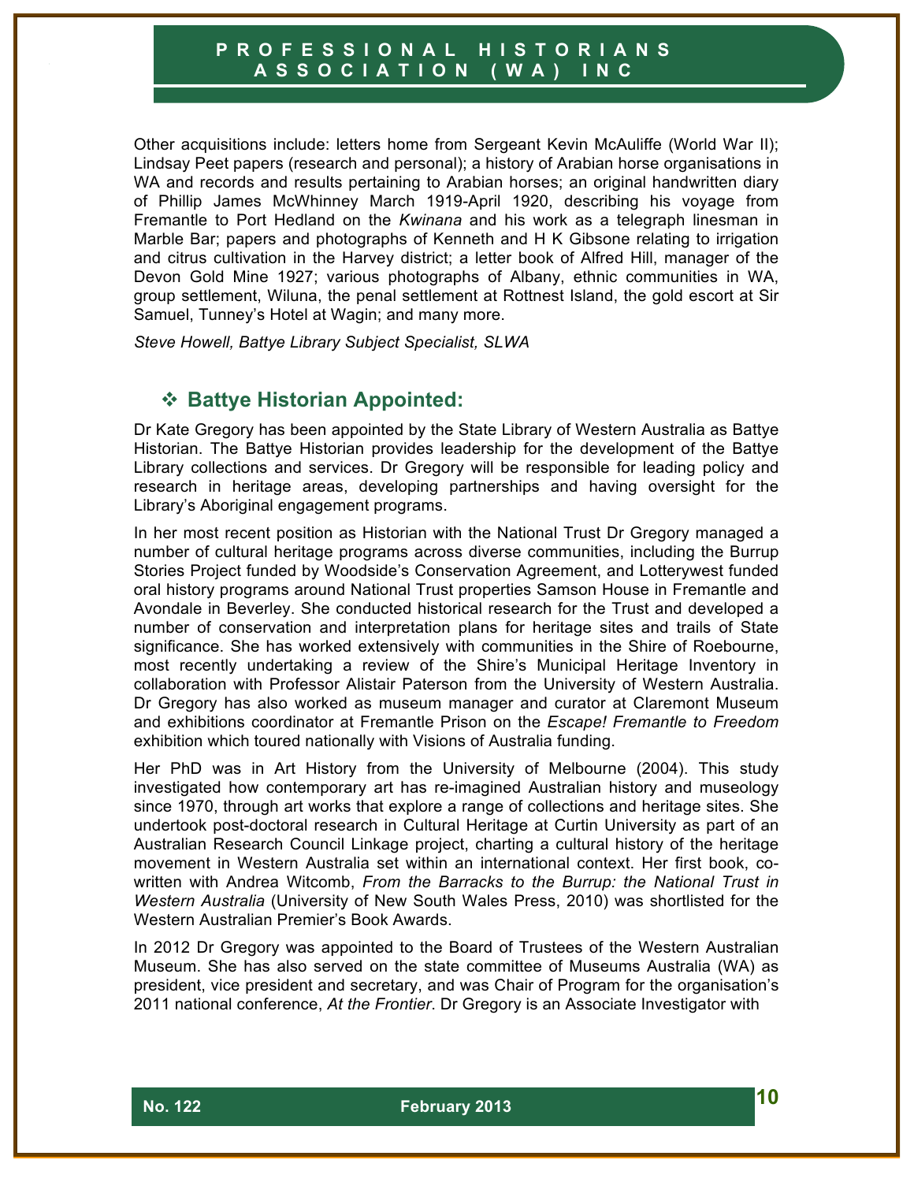Other acquisitions include: letters home from Sergeant Kevin McAuliffe (World War II); Lindsay Peet papers (research and personal); a history of Arabian horse organisations in WA and records and results pertaining to Arabian horses; an original handwritten diary of Phillip James McWhinney March 1919-April 1920, describing his voyage from Fremantle to Port Hedland on the *Kwinana* and his work as a telegraph linesman in Marble Bar; papers and photographs of Kenneth and H K Gibsone relating to irrigation and citrus cultivation in the Harvey district; a letter book of Alfred Hill, manager of the Devon Gold Mine 1927; various photographs of Albany, ethnic communities in WA, group settlement, Wiluna, the penal settlement at Rottnest Island, the gold escort at Sir Samuel, Tunney's Hotel at Wagin; and many more.

*Steve Howell, Battye Library Subject Specialist, SLWA*

## ❖ Battye Historian Appointed:

Dr Kate Gregory has been appointed by the State Library of Western Australia as Battye Historian. The Battye Historian provides leadership for the development of the Battye Library collections and services. Dr Gregory will be responsible for leading policy and research in heritage areas, developing partnerships and having oversight for the Library's Aboriginal engagement programs.

In her most recent position as Historian with the National Trust Dr Gregory managed a number of cultural heritage programs across diverse communities, including the Burrup Stories Project funded by Woodside's Conservation Agreement, and Lotterywest funded oral history programs around National Trust properties Samson House in Fremantle and Avondale in Beverley. She conducted historical research for the Trust and developed a number of conservation and interpretation plans for heritage sites and trails of State significance. She has worked extensively with communities in the Shire of Roebourne, most recently undertaking a review of the Shire's Municipal Heritage Inventory in collaboration with Professor Alistair Paterson from the University of Western Australia. Dr Gregory has also worked as museum manager and curator at Claremont Museum and exhibitions coordinator at Fremantle Prison on the *Escape! Fremantle to Freedom* exhibition which toured nationally with Visions of Australia funding.

Her PhD was in Art History from the University of Melbourne (2004). This study investigated how contemporary art has re-imagined Australian history and museology since 1970, through art works that explore a range of collections and heritage sites. She undertook post-doctoral research in Cultural Heritage at Curtin University as part of an Australian Research Council Linkage project, charting a cultural history of the heritage movement in Western Australia set within an international context. Her first book, co-written with Andrea Witcomb, *From the Barracks to the Burrup: the National Trust in Western Australia* (University of New South Wales Press, 2010) was shortlisted for the Western Australian Premier's Book Awards.

In 2012 Dr Gregory was appointed to the Board of Trustees of the Western Australian Museum. She has also served on the state committee of Museums Australia (WA) as president, vice president and secretary, and was Chair of Program for the organisation's 2011 national conference, *At the Frontier*. Dr Gregory is an Associate Investigator with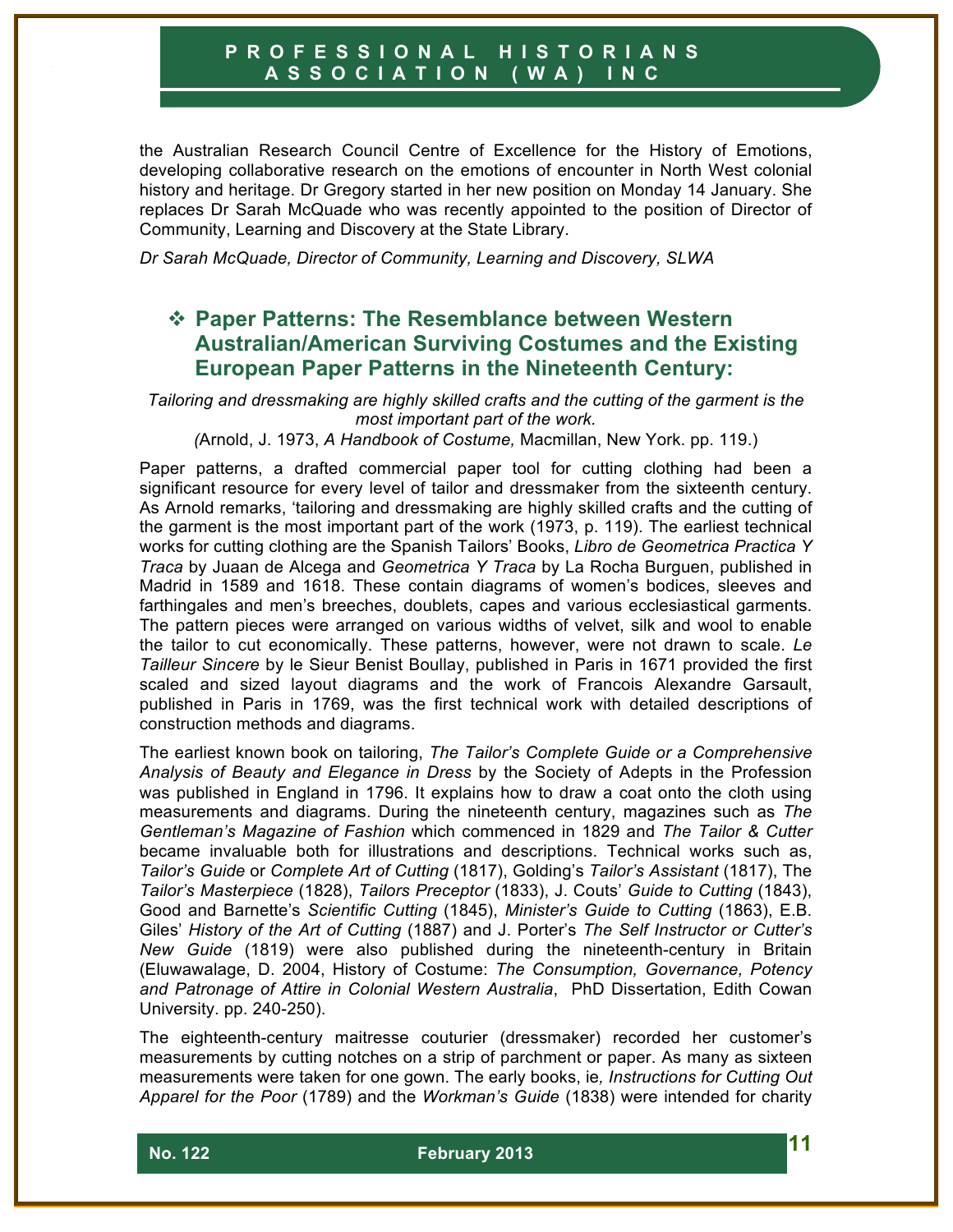the Australian Research Council Centre of Excellence for the History of Emotions, developing collaborative research on the emotions of encounter in North West colonial history and heritage. Dr Gregory started in her new position on Monday 14 January. She replaces Dr Sarah McQuade who was recently appointed to the position of Director of Community, Learning and Discovery at the State Library.

*Dr Sarah McQuade, Director of Community, Learning and Discovery, SLWA*

## ❖ Paper Patterns: The Resemblance between Western Australian/American Surviving Costumes and the Existing European Paper Patterns in the Nineteenth Century:

*Tailoring and dressmaking are highly skilled crafts and the cutting of the garment is the most important part of the work.*

*(*Arnold, J. 1973, *A Handbook of Costume,* Macmillan, New York. pp. 119.)

Paper patterns, a drafted commercial paper tool for cutting clothing had been a significant resource for every level of tailor and dressmaker from the sixteenth century. As Arnold remarks, 'tailoring and dressmaking are highly skilled crafts and the cutting of the garment is the most important part of the work (1973, p. 119). The earliest technical works for cutting clothing are the Spanish Tailors' Books, *Libro de Geometrica Practica Y Traca* by Juaan de Alcega and *Geometrica Y Traca* by La Rocha Burguen, published in Madrid in 1589 and 1618. These contain diagrams of women's bodices, sleeves and farthingales and men's breeches, doublets, capes and various ecclesiastical garments. The pattern pieces were arranged on various widths of velvet, silk and wool to enable the tailor to cut economically. These patterns, however, were not drawn to scale. *Le Tailleur Sincere* by le Sieur Benist Boullay, published in Paris in 1671 provided the first scaled and sized layout diagrams and the work of Francois Alexandre Garsault, published in Paris in 1769, was the first technical work with detailed descriptions of construction methods and diagrams.

The earliest known book on tailoring, *The Tailor's Complete Guide or a Comprehensive Analysis of Beauty and Elegance in Dress* by the Society of Adepts in the Profession was published in England in 1796. It explains how to draw a coat onto the cloth using measurements and diagrams. During the nineteenth century, magazines such as *The Gentleman's Magazine of Fashion* which commenced in 1829 and *The Tailor & Cutter* became invaluable both for illustrations and descriptions. Technical works such as, *Tailor's Guide* or *Complete Art of Cutting* (1817), Golding's *Tailor's Assistant* (1817), The *Tailor's Masterpiece* (1828), *Tailors Preceptor* (1833), J. Couts' *Guide to Cutting* (1843), Good and Barnette's *Scientific Cutting* (1845), *Minister's Guide to Cutting* (1863), E.B. Giles' *History of the Art of Cutting* (1887) and J. Porter's *The Self Instructor or Cutter's New Guide* (1819) were also published during the nineteenth-century in Britain (Eluwawalage, D. 2004, History of Costume: *The Consumption, Governance, Potency and Patronage of Attire in Colonial Western Australia*, PhD Dissertation, Edith Cowan University. pp. 240-250).

The eighteenth-century maitresse couturier (dressmaker) recorded her customer's measurements by cutting notches on a strip of parchment or paper. As many as sixteen measurements were taken for one gown. The early books, ie*, Instructions for Cutting Out Apparel for the Poor* (1789) and the *Workman's Guide* (1838) were intended for charity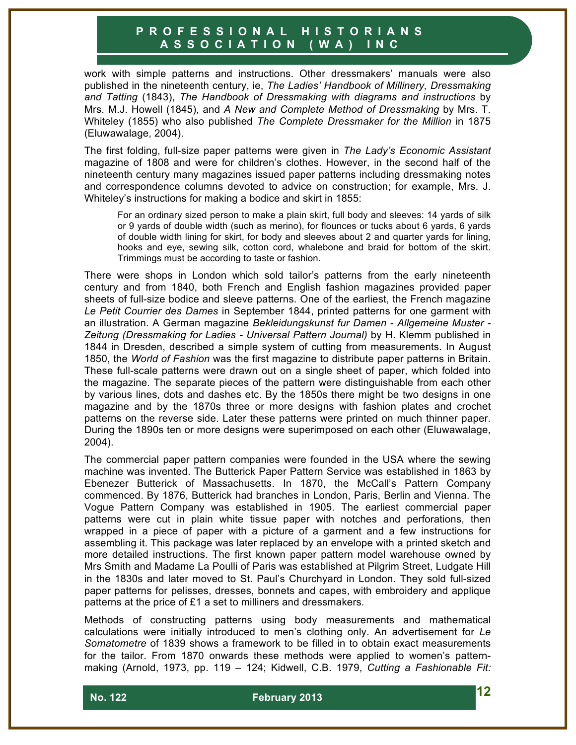work with simple patterns and instructions. Other dressmakers' manuals were also published in the nineteenth century, ie, *The Ladies' Handbook of Millinery, Dressmaking and Tatting* (1843), *The Handbook of Dressmaking with diagrams and instructions* by Mrs. M.J. Howell (1845), and *A New and Complete Method of Dressmaking* by Mrs. T. Whiteley (1855) who also published *The Complete Dressmaker for the Million* in 1875 (Eluwawalage, 2004).

The first folding, full-size paper patterns were given in *The Lady's Economic Assistant* magazine of 1808 and were for children's clothes. However, in the second half of the nineteenth century many magazines issued paper patterns including dressmaking notes and correspondence columns devoted to advice on construction; for example, Mrs. J. Whiteley's instructions for making a bodice and skirt in 1855:

> For an ordinary sized person to make a plain skirt, full body and sleeves: 14 yards of silk or 9 yards of double width (such as merino), for flounces or tucks about 6 yards, 6 yards of double width lining for skirt, for body and sleeves about 2 and quarter yards for lining, hooks and eye, sewing silk, cotton cord, whalebone and braid for bottom of the skirt. Trimmings must be according to taste or fashion.

There were shops in London which sold tailor's patterns from the early nineteenth century and from 1840, both French and English fashion magazines provided paper sheets of full-size bodice and sleeve patterns. One of the earliest, the French magazine *Le Petit Courrier des Dames* in September 1844, printed patterns for one garment with an illustration. A German magazine *Bekleidungskunst fur Damen - Allgemeine Muster - Zeitung (Dressmaking for Ladies - Universal Pattern Journal)* by H. Klemm published in 1844 in Dresden, described a simple system of cutting from measurements. In August 1850, the *World of Fashion* was the first magazine to distribute paper patterns in Britain. These full-scale patterns were drawn out on a single sheet of paper, which folded into the magazine. The separate pieces of the pattern were distinguishable from each other by various lines, dots and dashes etc. By the 1850s there might be two designs in one magazine and by the 1870s three or more designs with fashion plates and crochet patterns on the reverse side. Later these patterns were printed on much thinner paper. During the 1890s ten or more designs were superimposed on each other (Eluwawalage, 2004).

The commercial paper pattern companies were founded in the USA where the sewing machine was invented. The Butterick Paper Pattern Service was established in 1863 by Ebenezer Butterick of Massachusetts. In 1870, the McCall's Pattern Company commenced. By 1876, Butterick had branches in London, Paris, Berlin and Vienna. The Vogue Pattern Company was established in 1905. The earliest commercial paper patterns were cut in plain white tissue paper with notches and perforations, then wrapped in a piece of paper with a picture of a garment and a few instructions for assembling it. This package was later replaced by an envelope with a printed sketch and more detailed instructions. The first known paper pattern model warehouse owned by Mrs Smith and Madame La Poulli of Paris was established at Pilgrim Street, Ludgate Hill in the 1830s and later moved to St. Paul's Churchyard in London. They sold full-sized paper patterns for pelisses, dresses, bonnets and capes, with embroidery and applique patterns at the price of £1 a set to milliners and dressmakers.

Methods of constructing patterns using body measurements and mathematical calculations were initially introduced to men's clothing only. An advertisement for *Le Somatometre* of 1839 shows a framework to be filled in to obtain exact measurements for the tailor. From 1870 onwards these methods were applied to women's pattern-making (Arnold, 1973, pp. 119 – 124; Kidwell, C.B. 1979, *Cutting a Fashionable Fit:*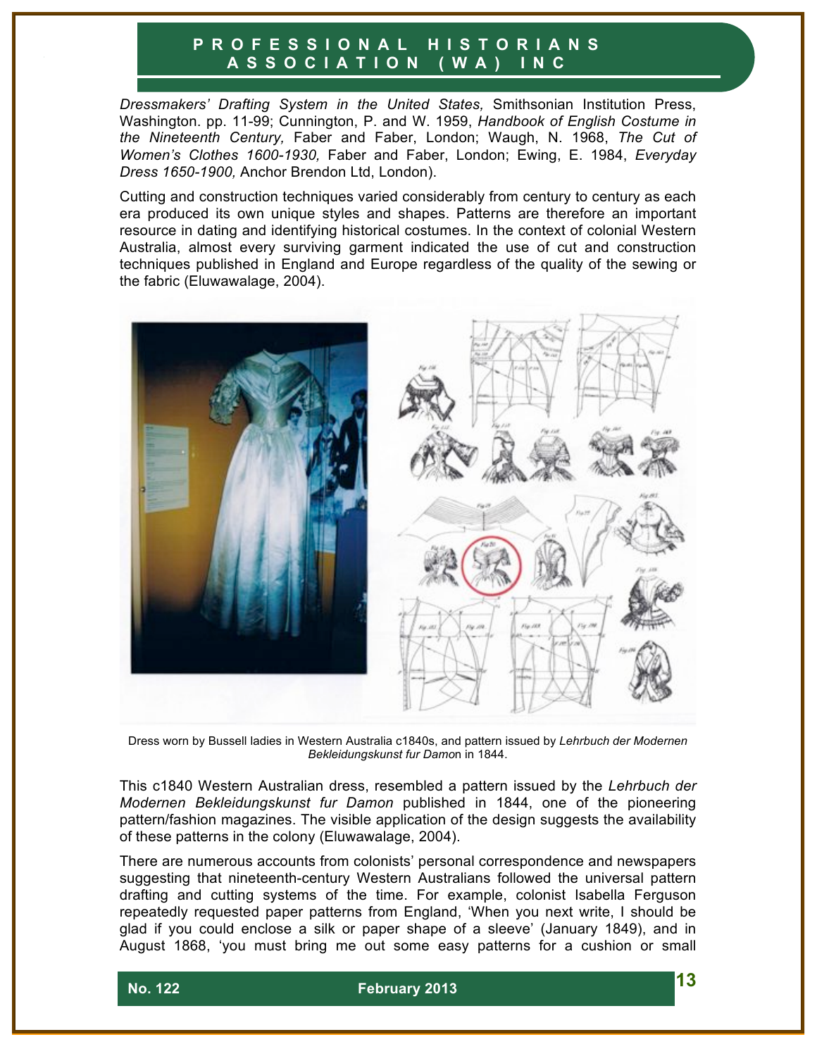*Dressmakers' Drafting System in the United States,* Smithsonian Institution Press, Washington. pp. 11-99; Cunnington, P. and W. 1959, *Handbook of English Costume in the Nineteenth Century,* Faber and Faber, London; Waugh, N. 1968, *The Cut of Women's Clothes 1600-1930,* Faber and Faber, London; Ewing, E. 1984, *Everyday Dress 1650-1900,* Anchor Brendon Ltd, London).

Cutting and construction techniques varied considerably from century to century as each era produced its own unique styles and shapes. Patterns are therefore an important resource in dating and identifying historical costumes. In the context of colonial Western Australia, almost every surviving garment indicated the use of cut and construction techniques published in England and Europe regardless of the quality of the sewing or the fabric (Eluwawalage, 2004).

Dress worn by Bussell ladies in Western Australia c1840s, and pattern issued by *Lehrbuch der Modernen Bekleidungskunst fur Damo*n in 1844.

This c1840 Western Australian dress, resembled a pattern issued by the *Lehrbuch der Modernen Bekleidungskunst fur Damon* published in 1844, one of the pioneering pattern/fashion magazines. The visible application of the design suggests the availability of these patterns in the colony (Eluwawalage, 2004).

There are numerous accounts from colonists' personal correspondence and newspapers suggesting that nineteenth-century Western Australians followed the universal pattern drafting and cutting systems of the time. For example, colonist Isabella Ferguson repeatedly requested paper patterns from England, 'When you next write, I should be glad if you could enclose a silk or paper shape of a sleeve' (January 1849), and in August 1868, 'you must bring me out some easy patterns for a cushion or small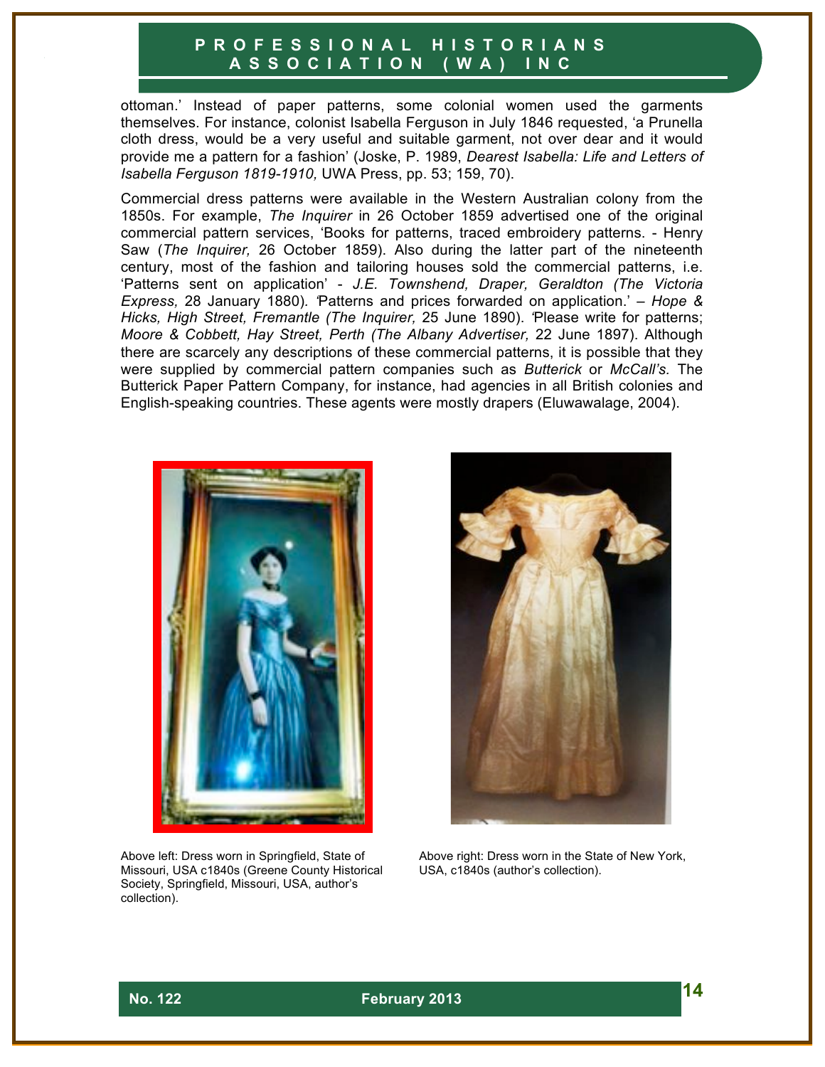ottoman.' Instead of paper patterns, some colonial women used the garments themselves. For instance, colonist Isabella Ferguson in July 1846 requested, 'a Prunella cloth dress, would be a very useful and suitable garment, not over dear and it would provide me a pattern for a fashion' (Joske, P. 1989, *Dearest Isabella: Life and Letters of Isabella Ferguson 1819-1910,* UWA Press, pp. 53; 159, 70).

Commercial dress patterns were available in the Western Australian colony from the 1850s. For example, *The Inquirer* in 26 October 1859 advertised one of the original commercial pattern services, 'Books for patterns, traced embroidery patterns. - Henry Saw (*The Inquirer,* 26 October 1859). Also during the latter part of the nineteenth century, most of the fashion and tailoring houses sold the commercial patterns, i.e. 'Patterns sent on application' - *J.E. Townshend, Draper, Geraldton (The Victoria Express,* 28 January 1880). 'Patterns and prices forwarded on application.' – *Hope & Hicks, High Street, Fremantle (The Inquirer,* 25 June 1890). 'Please write for patterns; *Moore & Cobbett, Hay Street, Perth (The Albany Advertiser,* 22 June 1897). Although there are scarcely any descriptions of these commercial patterns, it is possible that they were supplied by commercial pattern companies such as *Butterick* or *McCall's.* The Butterick Paper Pattern Company, for instance, had agencies in all British colonies and English-speaking countries. These agents were mostly drapers (Eluwawalage, 2004).

Above left: Dress worn in Springfield, State of Missouri, USA c1840s (Greene County Historical Society, Springfield, Missouri, USA, author's collection).

Above right: Dress worn in the State of New York, USA, c1840s (author's collection).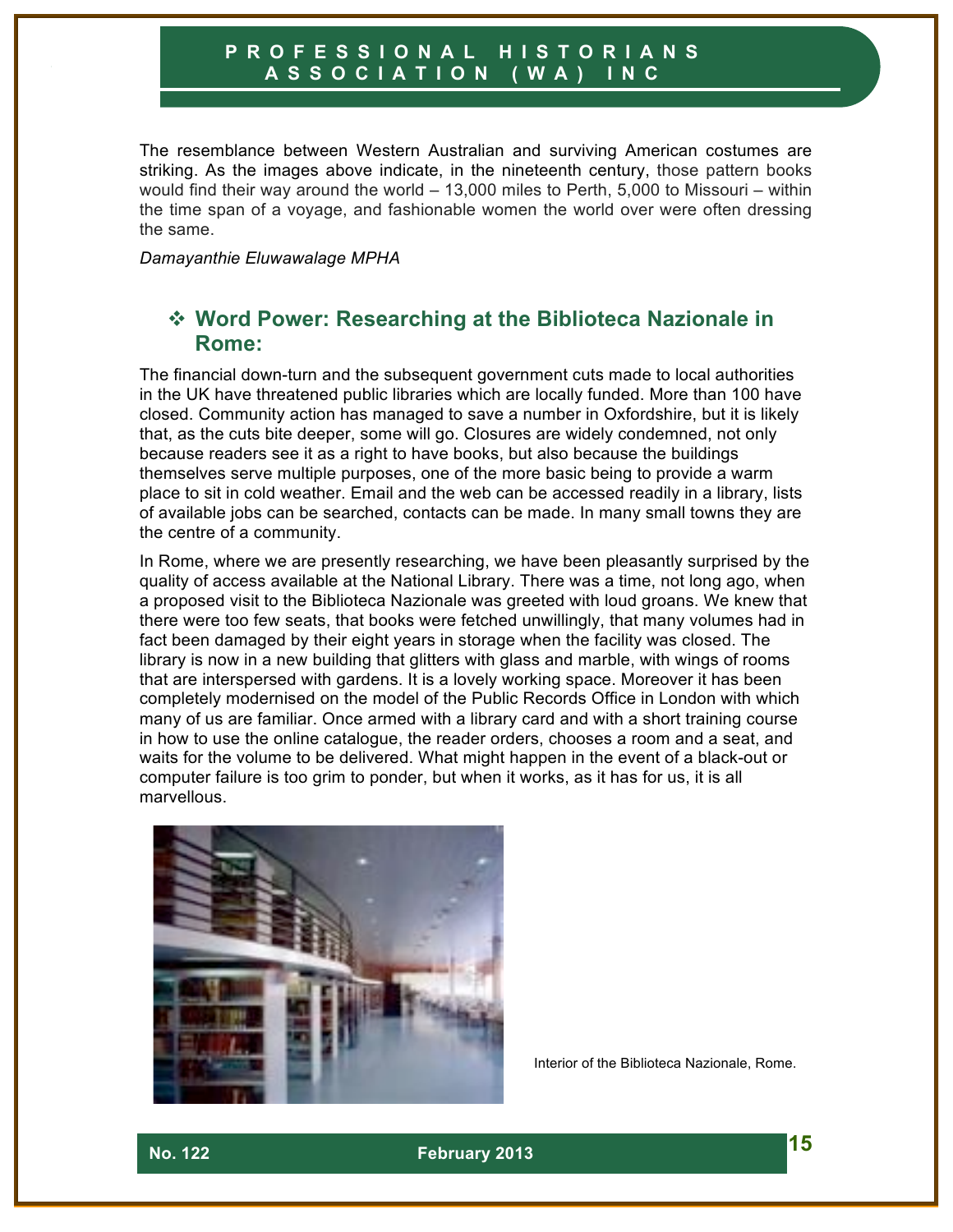The resemblance between Western Australian and surviving American costumes are striking. As the images above indicate, in the nineteenth century, those pattern books would find their way around the world – 13,000 miles to Perth, 5,000 to Missouri – within the time span of a voyage, and fashionable women the world over were often dressing the same.

*Damayanthie Eluwawalage MPHA*

## ❖ Word Power: Researching at the Biblioteca Nazionale in Rome:

The financial down-turn and the subsequent government cuts made to local authorities in the UK have threatened public libraries which are locally funded. More than 100 have closed. Community action has managed to save a number in Oxfordshire, but it is likely that, as the cuts bite deeper, some will go. Closures are widely condemned, not only because readers see it as a right to have books, but also because the buildings themselves serve multiple purposes, one of the more basic being to provide a warm place to sit in cold weather. Email and the web can be accessed readily in a library, lists of available jobs can be searched, contacts can be made. In many small towns they are the centre of a community.

In Rome, where we are presently researching, we have been pleasantly surprised by the quality of access available at the National Library. There was a time, not long ago, when a proposed visit to the Biblioteca Nazionale was greeted with loud groans. We knew that there were too few seats, that books were fetched unwillingly, that many volumes had in fact been damaged by their eight years in storage when the facility was closed. The library is now in a new building that glitters with glass and marble, with wings of rooms that are interspersed with gardens. It is a lovely working space. Moreover it has been completely modernised on the model of the Public Records Office in London with which many of us are familiar. Once armed with a library card and with a short training course in how to use the online catalogue, the reader orders, chooses a room and a seat, and waits for the volume to be delivered. What might happen in the event of a black-out or computer failure is too grim to ponder, but when it works, as it has for us, it is all marvellous.

Interior of the Biblioteca Nazionale, Rome.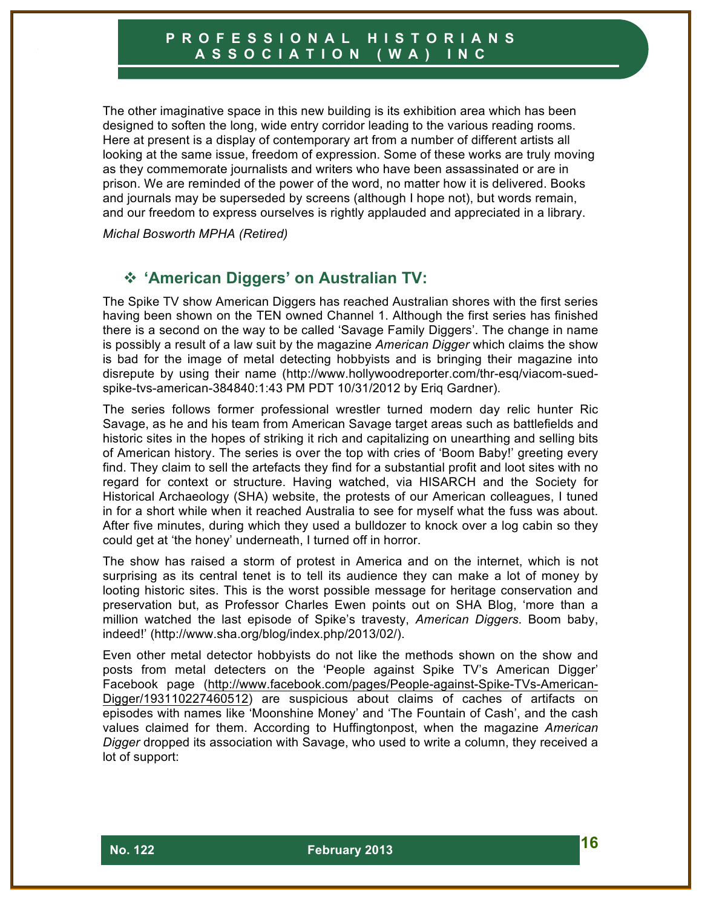The other imaginative space in this new building is its exhibition area which has been designed to soften the long, wide entry corridor leading to the various reading rooms. Here at present is a display of contemporary art from a number of different artists all looking at the same issue, freedom of expression. Some of these works are truly moving as they commemorate journalists and writers who have been assassinated or are in prison. We are reminded of the power of the word, no matter how it is delivered. Books and journals may be superseded by screens (although I hope not), but words remain, and our freedom to express ourselves is rightly applauded and appreciated in a library.

*Michal Bosworth MPHA (Retired)*

## ❖ 'American Diggers' on Australian TV:

The Spike TV show American Diggers has reached Australian shores with the first series having been shown on the TEN owned Channel 1. Although the first series has finished there is a second on the way to be called 'Savage Family Diggers'. The change in name is possibly a result of a law suit by the magazine *American Digger* which claims the show is bad for the image of metal detecting hobbyists and is bringing their magazine into disrepute by using their name (http://www.hollywoodreporter.com/thr-esq/viacom-sued-spike-tvs-american-384840:1:43 PM PDT 10/31/2012 by Eriq Gardner).

The series follows former professional wrestler turned modern day relic hunter Ric Savage, as he and his team from American Savage target areas such as battlefields and historic sites in the hopes of striking it rich and capitalizing on unearthing and selling bits of American history. The series is over the top with cries of 'Boom Baby!' greeting every find. They claim to sell the artefacts they find for a substantial profit and loot sites with no regard for context or structure. Having watched, via HISARCH and the Society for Historical Archaeology (SHA) website, the protests of our American colleagues, I tuned in for a short while when it reached Australia to see for myself what the fuss was about. After five minutes, during which they used a bulldozer to knock over a log cabin so they could get at 'the honey' underneath, I turned off in horror.

The show has raised a storm of protest in America and on the internet, which is not surprising as its central tenet is to tell its audience they can make a lot of money by looting historic sites. This is the worst possible message for heritage conservation and preservation but, as Professor Charles Ewen points out on SHA Blog, 'more than a million watched the last episode of Spike's travesty, *American Diggers*. Boom baby, indeed!' (http://www.sha.org/blog/index.php/2013/02/).

Even other metal detector hobbyists do not like the methods shown on the show and posts from metal detecters on the 'People against Spike TV's American Digger' Facebook page (http://www.facebook.com/pages/People-against-Spike-TVs-American-Digger/193110227460512) are suspicious about claims of caches of artifacts on episodes with names like 'Moonshine Money' and 'The Fountain of Cash', and the cash values claimed for them. According to Huffingtonpost, when the magazine *American Digger* dropped its association with Savage, who used to write a column, they received a lot of support: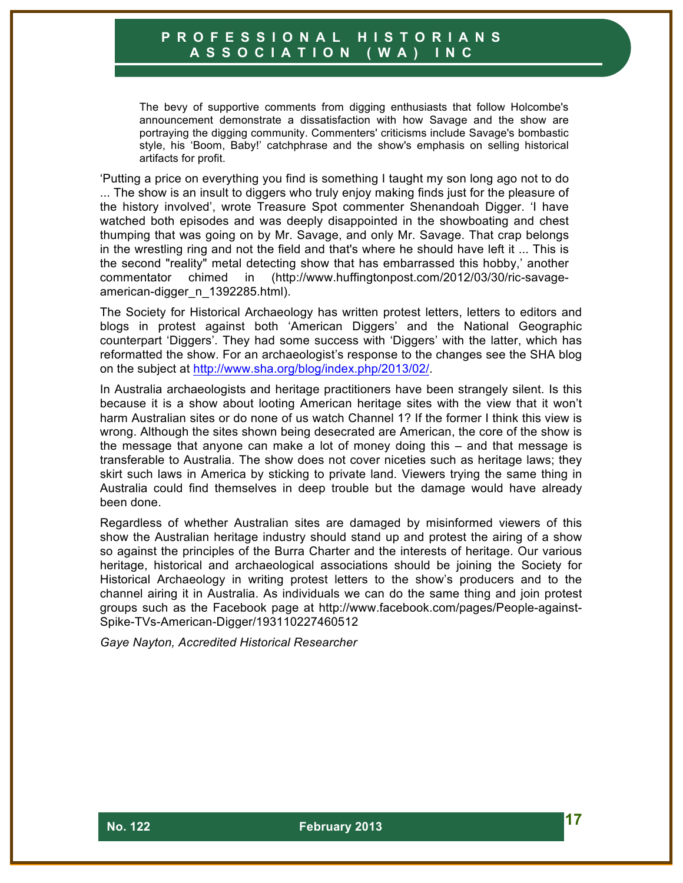> The bevy of supportive comments from digging enthusiasts that follow Holcombe's announcement demonstrate a dissatisfaction with how Savage and the show are portraying the digging community. Commenters' criticisms include Savage's bombastic style, his 'Boom, Baby!' catchphrase and the show's emphasis on selling historical artifacts for profit.

'Putting a price on everything you find is something I taught my son long ago not to do ... The show is an insult to diggers who truly enjoy making finds just for the pleasure of the history involved', wrote Treasure Spot commenter Shenandoah Digger. 'I have watched both episodes and was deeply disappointed in the showboating and chest thumping that was going on by Mr. Savage, and only Mr. Savage. That crap belongs in the wrestling ring and not the field and that's where he should have left it ... This is the second "reality" metal detecting show that has embarrassed this hobby,' another commentator chimed in (http://www.huffingtonpost.com/2012/03/30/ric-savage-american-digger_n_1392285.html).

The Society for Historical Archaeology has written protest letters, letters to editors and blogs in protest against both 'American Diggers' and the National Geographic counterpart 'Diggers'. They had some success with 'Diggers' with the latter, which has reformatted the show. For an archaeologist's response to the changes see the SHA blog on the subject at http://www.sha.org/blog/index.php/2013/02/.

In Australia archaeologists and heritage practitioners have been strangely silent. Is this because it is a show about looting American heritage sites with the view that it won't harm Australian sites or do none of us watch Channel 1? If the former I think this view is wrong. Although the sites shown being desecrated are American, the core of the show is the message that anyone can make a lot of money doing this – and that message is transferable to Australia. The show does not cover niceties such as heritage laws; they skirt such laws in America by sticking to private land. Viewers trying the same thing in Australia could find themselves in deep trouble but the damage would have already been done.

Regardless of whether Australian sites are damaged by misinformed viewers of this show the Australian heritage industry should stand up and protest the airing of a show so against the principles of the Burra Charter and the interests of heritage. Our various heritage, historical and archaeological associations should be joining the Society for Historical Archaeology in writing protest letters to the show's producers and to the channel airing it in Australia. As individuals we can do the same thing and join protest groups such as the Facebook page at http://www.facebook.com/pages/People-against-Spike-TVs-American-Digger/193110227460512

*Gaye Nayton, Accredited Historical Researcher*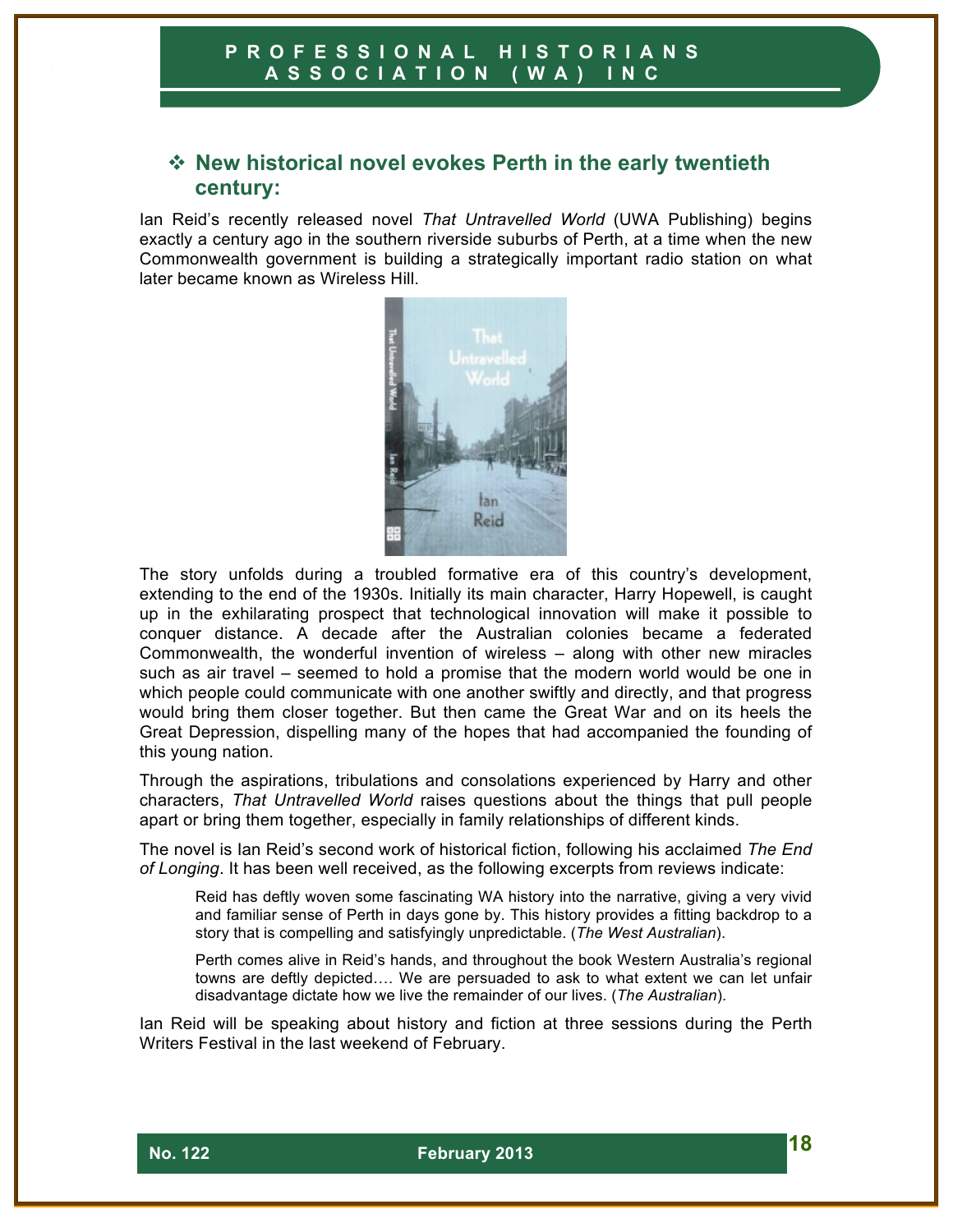## ❖ New historical novel evokes Perth in the early twentieth century:

Ian Reid's recently released novel *That Untravelled World* (UWA Publishing) begins exactly a century ago in the southern riverside suburbs of Perth, at a time when the new Commonwealth government is building a strategically important radio station on what later became known as Wireless Hill.

The story unfolds during a troubled formative era of this country's development, extending to the end of the 1930s. Initially its main character, Harry Hopewell, is caught up in the exhilarating prospect that technological innovation will make it possible to conquer distance. A decade after the Australian colonies became a federated Commonwealth, the wonderful invention of wireless – along with other new miracles such as air travel – seemed to hold a promise that the modern world would be one in which people could communicate with one another swiftly and directly, and that progress would bring them closer together. But then came the Great War and on its heels the Great Depression, dispelling many of the hopes that had accompanied the founding of this young nation.

Through the aspirations, tribulations and consolations experienced by Harry and other characters, *That Untravelled World* raises questions about the things that pull people apart or bring them together, especially in family relationships of different kinds.

The novel is Ian Reid's second work of historical fiction, following his acclaimed *The End of Longing*. It has been well received, as the following excerpts from reviews indicate:

> Reid has deftly woven some fascinating WA history into the narrative, giving a very vivid and familiar sense of Perth in days gone by. This history provides a fitting backdrop to a story that is compelling and satisfyingly unpredictable. (*The West Australian*).

> Perth comes alive in Reid's hands, and throughout the book Western Australia's regional towns are deftly depicted…. We are persuaded to ask to what extent we can let unfair disadvantage dictate how we live the remainder of our lives. (*The Australian*).

Ian Reid will be speaking about history and fiction at three sessions during the Perth Writers Festival in the last weekend of February.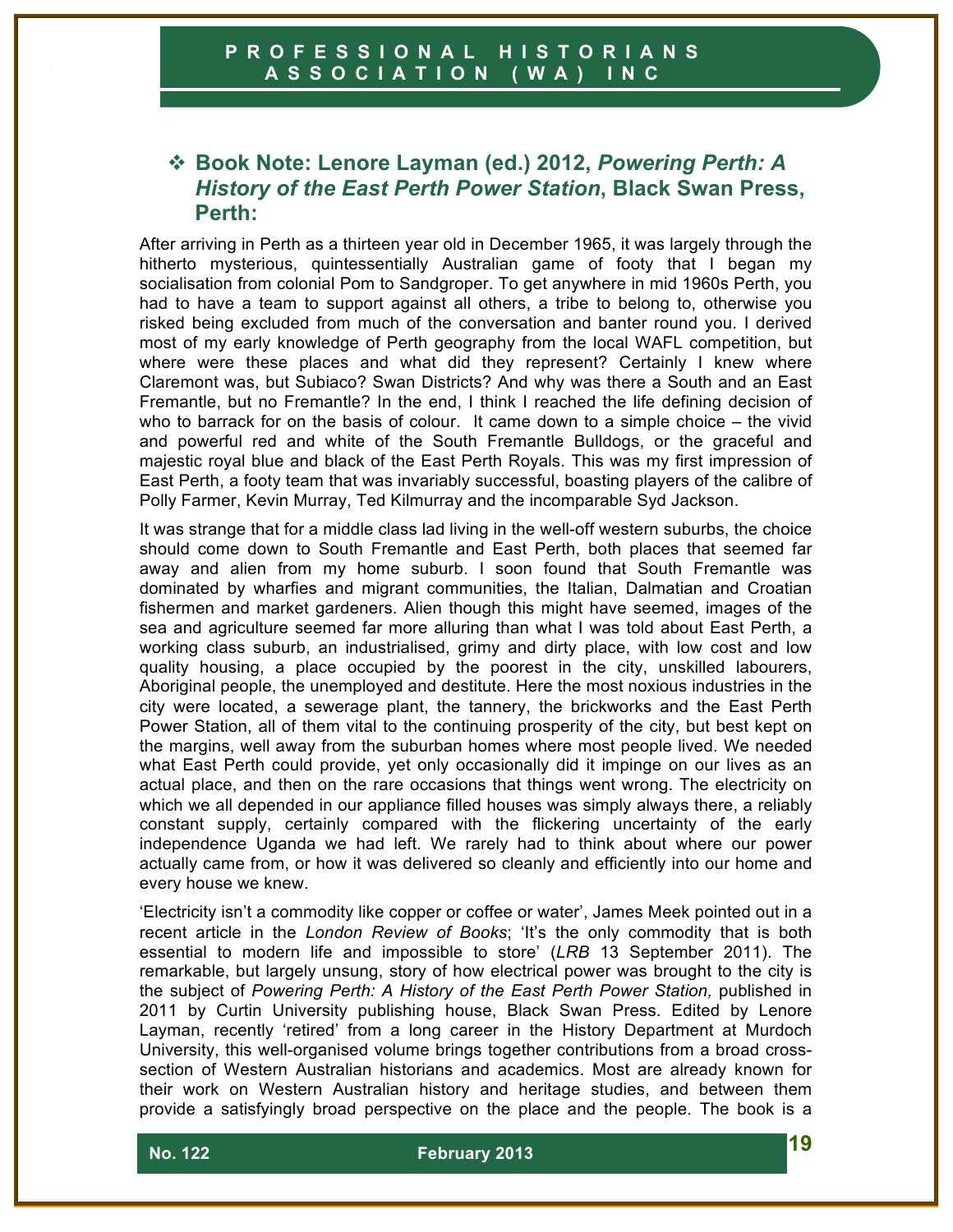## ❖ Book Note: Lenore Layman (ed.) 2012, *Powering Perth: A History of the East Perth Power Station*, Black Swan Press, Perth:

After arriving in Perth as a thirteen year old in December 1965, it was largely through the hitherto mysterious, quintessentially Australian game of footy that I began my socialisation from colonial Pom to Sandgroper. To get anywhere in mid 1960s Perth, you had to have a team to support against all others, a tribe to belong to, otherwise you risked being excluded from much of the conversation and banter round you. I derived most of my early knowledge of Perth geography from the local WAFL competition, but where were these places and what did they represent? Certainly I knew where Claremont was, but Subiaco? Swan Districts? And why was there a South and an East Fremantle, but no Fremantle? In the end, I think I reached the life defining decision of who to barrack for on the basis of colour. It came down to a simple choice – the vivid and powerful red and white of the South Fremantle Bulldogs, or the graceful and majestic royal blue and black of the East Perth Royals. This was my first impression of East Perth, a footy team that was invariably successful, boasting players of the calibre of Polly Farmer, Kevin Murray, Ted Kilmurray and the incomparable Syd Jackson.

It was strange that for a middle class lad living in the well-off western suburbs, the choice should come down to South Fremantle and East Perth, both places that seemed far away and alien from my home suburb. I soon found that South Fremantle was dominated by wharfies and migrant communities, the Italian, Dalmatian and Croatian fishermen and market gardeners. Alien though this might have seemed, images of the sea and agriculture seemed far more alluring than what I was told about East Perth, a working class suburb, an industrialised, grimy and dirty place, with low cost and low quality housing, a place occupied by the poorest in the city, unskilled labourers, Aboriginal people, the unemployed and destitute. Here the most noxious industries in the city were located, a sewerage plant, the tannery, the brickworks and the East Perth Power Station, all of them vital to the continuing prosperity of the city, but best kept on the margins, well away from the suburban homes where most people lived. We needed what East Perth could provide, yet only occasionally did it impinge on our lives as an actual place, and then on the rare occasions that things went wrong. The electricity on which we all depended in our appliance filled houses was simply always there, a reliably constant supply, certainly compared with the flickering uncertainty of the early independence Uganda we had left. We rarely had to think about where our power actually came from, or how it was delivered so cleanly and efficiently into our home and every house we knew.

'Electricity isn't a commodity like copper or coffee or water', James Meek pointed out in a recent article in the *London Review of Books*; 'It's the only commodity that is both essential to modern life and impossible to store' (*LRB* 13 September 2011). The remarkable, but largely unsung, story of how electrical power was brought to the city is the subject of *Powering Perth: A History of the East Perth Power Station,* published in 2011 by Curtin University publishing house, Black Swan Press. Edited by Lenore Layman, recently 'retired' from a long career in the History Department at Murdoch University, this well-organised volume brings together contributions from a broad cross-section of Western Australian historians and academics. Most are already known for their work on Western Australian history and heritage studies, and between them provide a satisfyingly broad perspective on the place and the people. The book is a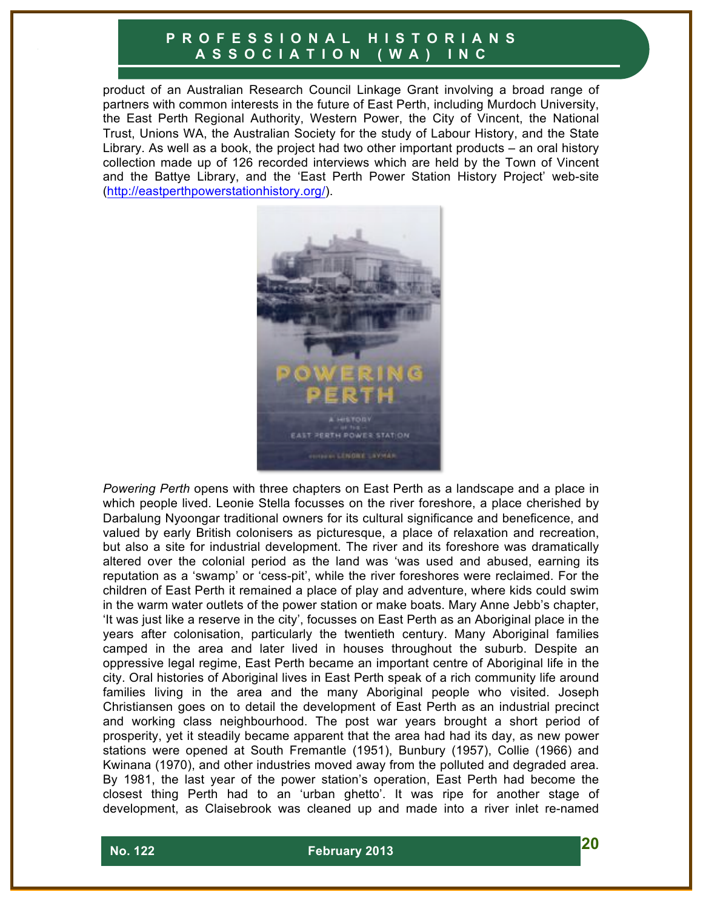product of an Australian Research Council Linkage Grant involving a broad range of partners with common interests in the future of East Perth, including Murdoch University, the East Perth Regional Authority, Western Power, the City of Vincent, the National Trust, Unions WA, the Australian Society for the study of Labour History, and the State Library. As well as a book, the project had two other important products – an oral history collection made up of 126 recorded interviews which are held by the Town of Vincent and the Battye Library, and the 'East Perth Power Station History Project' web-site (http://eastperthpowerstationhistory.org/).

*Powering Perth* opens with three chapters on East Perth as a landscape and a place in which people lived. Leonie Stella focusses on the river foreshore, a place cherished by Darbalung Nyoongar traditional owners for its cultural significance and beneficence, and valued by early British colonisers as picturesque, a place of relaxation and recreation, but also a site for industrial development. The river and its foreshore was dramatically altered over the colonial period as the land was 'was used and abused, earning its reputation as a 'swamp' or 'cess-pit', while the river foreshores were reclaimed. For the children of East Perth it remained a place of play and adventure, where kids could swim in the warm water outlets of the power station or make boats. Mary Anne Jebb's chapter, 'It was just like a reserve in the city', focusses on East Perth as an Aboriginal place in the years after colonisation, particularly the twentieth century. Many Aboriginal families camped in the area and later lived in houses throughout the suburb. Despite an oppressive legal regime, East Perth became an important centre of Aboriginal life in the city. Oral histories of Aboriginal lives in East Perth speak of a rich community life around families living in the area and the many Aboriginal people who visited. Joseph Christiansen goes on to detail the development of East Perth as an industrial precinct and working class neighbourhood. The post war years brought a short period of prosperity, yet it steadily became apparent that the area had had its day, as new power stations were opened at South Fremantle (1951), Bunbury (1957), Collie (1966) and Kwinana (1970), and other industries moved away from the polluted and degraded area. By 1981, the last year of the power station's operation, East Perth had become the closest thing Perth had to an 'urban ghetto'. It was ripe for another stage of development, as Claisebrook was cleaned up and made into a river inlet re-named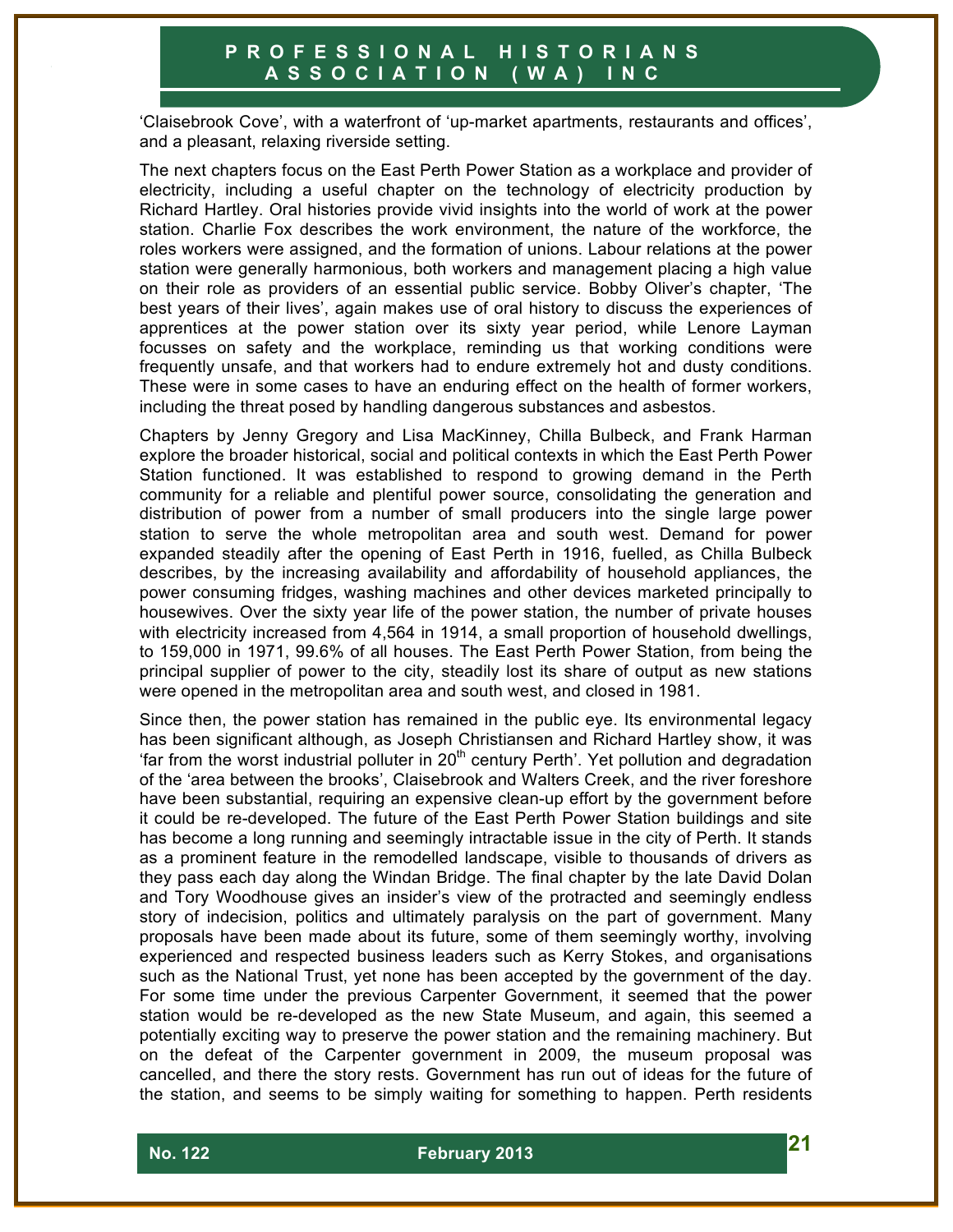'Claisebrook Cove', with a waterfront of 'up-market apartments, restaurants and offices', and a pleasant, relaxing riverside setting.

The next chapters focus on the East Perth Power Station as a workplace and provider of electricity, including a useful chapter on the technology of electricity production by Richard Hartley. Oral histories provide vivid insights into the world of work at the power station. Charlie Fox describes the work environment, the nature of the workforce, the roles workers were assigned, and the formation of unions. Labour relations at the power station were generally harmonious, both workers and management placing a high value on their role as providers of an essential public service. Bobby Oliver's chapter, 'The best years of their lives', again makes use of oral history to discuss the experiences of apprentices at the power station over its sixty year period, while Lenore Layman focusses on safety and the workplace, reminding us that working conditions were frequently unsafe, and that workers had to endure extremely hot and dusty conditions. These were in some cases to have an enduring effect on the health of former workers, including the threat posed by handling dangerous substances and asbestos.

Chapters by Jenny Gregory and Lisa MacKinney, Chilla Bulbeck, and Frank Harman explore the broader historical, social and political contexts in which the East Perth Power Station functioned. It was established to respond to growing demand in the Perth community for a reliable and plentiful power source, consolidating the generation and distribution of power from a number of small producers into the single large power station to serve the whole metropolitan area and south west. Demand for power expanded steadily after the opening of East Perth in 1916, fuelled, as Chilla Bulbeck describes, by the increasing availability and affordability of household appliances, the power consuming fridges, washing machines and other devices marketed principally to housewives. Over the sixty year life of the power station, the number of private houses with electricity increased from 4,564 in 1914, a small proportion of household dwellings, to 159,000 in 1971, 99.6% of all houses. The East Perth Power Station, from being the principal supplier of power to the city, steadily lost its share of output as new stations were opened in the metropolitan area and south west, and closed in 1981.

Since then, the power station has remained in the public eye. Its environmental legacy has been significant although, as Joseph Christiansen and Richard Hartley show, it was 'far from the worst industrial polluter in 20th century Perth'. Yet pollution and degradation of the 'area between the brooks', Claisebrook and Walters Creek, and the river foreshore have been substantial, requiring an expensive clean-up effort by the government before it could be re-developed. The future of the East Perth Power Station buildings and site has become a long running and seemingly intractable issue in the city of Perth. It stands as a prominent feature in the remodelled landscape, visible to thousands of drivers as they pass each day along the Windan Bridge. The final chapter by the late David Dolan and Tory Woodhouse gives an insider's view of the protracted and seemingly endless story of indecision, politics and ultimately paralysis on the part of government. Many proposals have been made about its future, some of them seemingly worthy, involving experienced and respected business leaders such as Kerry Stokes, and organisations such as the National Trust, yet none has been accepted by the government of the day. For some time under the previous Carpenter Government, it seemed that the power station would be re-developed as the new State Museum, and again, this seemed a potentially exciting way to preserve the power station and the remaining machinery. But on the defeat of the Carpenter government in 2009, the museum proposal was cancelled, and there the story rests. Government has run out of ideas for the future of the station, and seems to be simply waiting for something to happen. Perth residents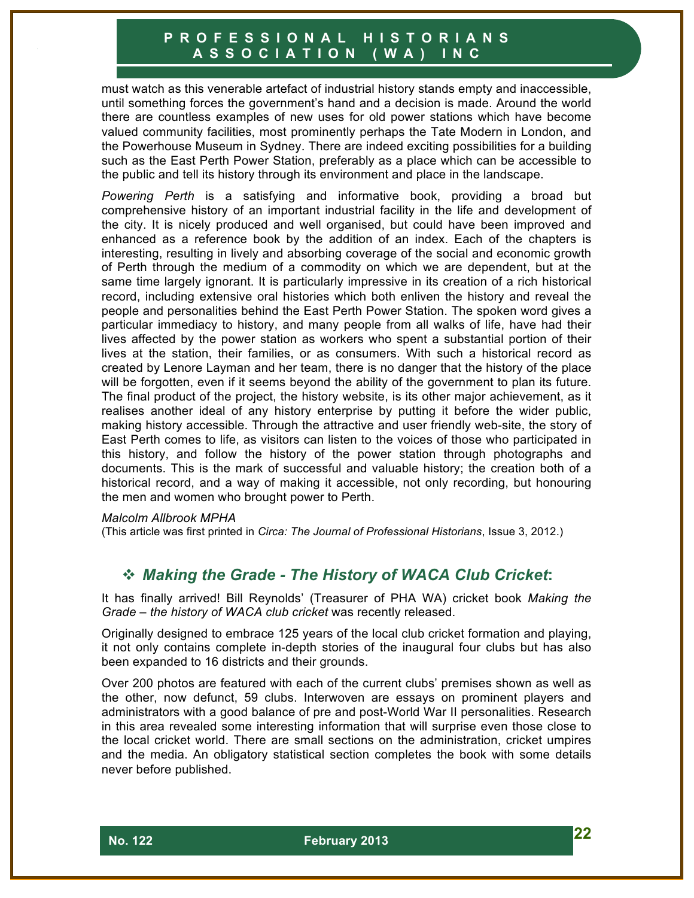must watch as this venerable artefact of industrial history stands empty and inaccessible, until something forces the government's hand and a decision is made. Around the world there are countless examples of new uses for old power stations which have become valued community facilities, most prominently perhaps the Tate Modern in London, and the Powerhouse Museum in Sydney. There are indeed exciting possibilities for a building such as the East Perth Power Station, preferably as a place which can be accessible to the public and tell its history through its environment and place in the landscape.

*Powering Perth* is a satisfying and informative book, providing a broad but comprehensive history of an important industrial facility in the life and development of the city. It is nicely produced and well organised, but could have been improved and enhanced as a reference book by the addition of an index. Each of the chapters is interesting, resulting in lively and absorbing coverage of the social and economic growth of Perth through the medium of a commodity on which we are dependent, but at the same time largely ignorant. It is particularly impressive in its creation of a rich historical record, including extensive oral histories which both enliven the history and reveal the people and personalities behind the East Perth Power Station. The spoken word gives a particular immediacy to history, and many people from all walks of life, have had their lives affected by the power station as workers who spent a substantial portion of their lives at the station, their families, or as consumers. With such a historical record as created by Lenore Layman and her team, there is no danger that the history of the place will be forgotten, even if it seems beyond the ability of the government to plan its future. The final product of the project, the history website, is its other major achievement, as it realises another ideal of any history enterprise by putting it before the wider public, making history accessible. Through the attractive and user friendly web-site, the story of East Perth comes to life, as visitors can listen to the voices of those who participated in this history, and follow the history of the power station through photographs and documents. This is the mark of successful and valuable history; the creation both of a historical record, and a way of making it accessible, not only recording, but honouring the men and women who brought power to Perth.

*Malcolm Allbrook MPHA*

(This article was first printed in *Circa: The Journal of Professional Historians*, Issue 3, 2012.)

## ❖ *Making the Grade - The History of WACA Club Cricket*:

It has finally arrived! Bill Reynolds' (Treasurer of PHA WA) cricket book *Making the Grade – the history of WACA club cricket* was recently released.

Originally designed to embrace 125 years of the local club cricket formation and playing, it not only contains complete in-depth stories of the inaugural four clubs but has also been expanded to 16 districts and their grounds.

Over 200 photos are featured with each of the current clubs' premises shown as well as the other, now defunct, 59 clubs. Interwoven are essays on prominent players and administrators with a good balance of pre and post-World War II personalities. Research in this area revealed some interesting information that will surprise even those close to the local cricket world. There are small sections on the administration, cricket umpires and the media. An obligatory statistical section completes the book with some details never before published.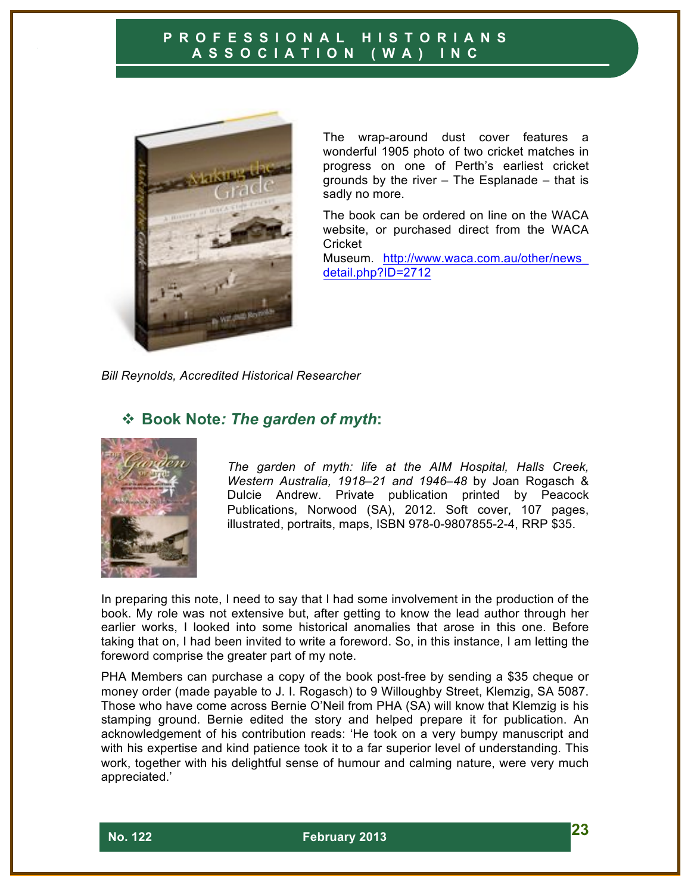The wrap-around dust cover features a wonderful 1905 photo of two cricket matches in progress on one of Perth's earliest cricket grounds by the river – The Esplanade – that is sadly no more.

The book can be ordered on line on the WACA website, or purchased direct from the WACA Cricket Museum. http://www.waca.com.au/other/news_detail.php?ID=2712

*Bill Reynolds, Accredited Historical Researcher*

## ❖ Book Note*: The garden of myth*:

*The garden of myth: life at the AIM Hospital, Halls Creek, Western Australia, 1918–21 and 1946–48* by Joan Rogasch & Dulcie Andrew. Private publication printed by Peacock Publications, Norwood (SA), 2012. Soft cover, 107 pages, illustrated, portraits, maps, ISBN 978-0-9807855-2-4, RRP $35.

In preparing this note, I need to say that I had some involvement in the production of the book. My role was not extensive but, after getting to know the lead author through her earlier works, I looked into some historical anomalies that arose in this one. Before taking that on, I had been invited to write a foreword. So, in this instance, I am letting the foreword comprise the greater part of my note.

PHA Members can purchase a copy of the book post-free by sending a $35 cheque or money order (made payable to J. I. Rogasch) to 9 Willoughby Street, Klemzig, SA 5087. Those who have come across Bernie O'Neil from PHA (SA) will know that Klemzig is his stamping ground. Bernie edited the story and helped prepare it for publication. An acknowledgement of his contribution reads: 'He took on a very bumpy manuscript and with his expertise and kind patience took it to a far superior level of understanding. This work, together with his delightful sense of humour and calming nature, were very much appreciated.'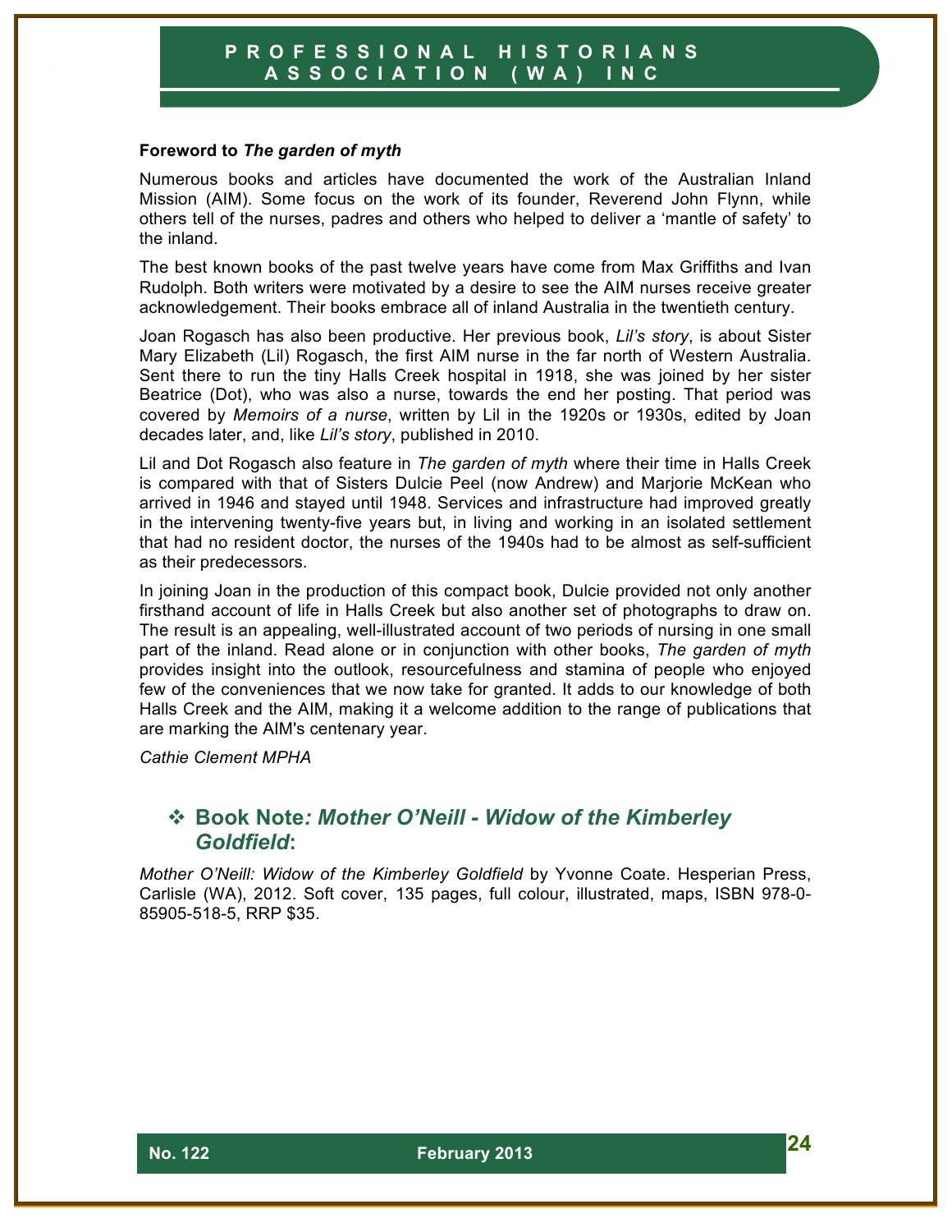**Foreword to *The garden of myth***

Numerous books and articles have documented the work of the Australian Inland Mission (AIM). Some focus on the work of its founder, Reverend John Flynn, while others tell of the nurses, padres and others who helped to deliver a 'mantle of safety' to the inland.

The best known books of the past twelve years have come from Max Griffiths and Ivan Rudolph. Both writers were motivated by a desire to see the AIM nurses receive greater acknowledgement. Their books embrace all of inland Australia in the twentieth century.

Joan Rogasch has also been productive. Her previous book, *Lil's story*, is about Sister Mary Elizabeth (Lil) Rogasch, the first AIM nurse in the far north of Western Australia. Sent there to run the tiny Halls Creek hospital in 1918, she was joined by her sister Beatrice (Dot), who was also a nurse, towards the end her posting. That period was covered by *Memoirs of a nurse*, written by Lil in the 1920s or 1930s, edited by Joan decades later, and, like *Lil's story*, published in 2010.

Lil and Dot Rogasch also feature in *The garden of myth* where their time in Halls Creek is compared with that of Sisters Dulcie Peel (now Andrew) and Marjorie McKean who arrived in 1946 and stayed until 1948. Services and infrastructure had improved greatly in the intervening twenty-five years but, in living and working in an isolated settlement that had no resident doctor, the nurses of the 1940s had to be almost as self-sufficient as their predecessors.

In joining Joan in the production of this compact book, Dulcie provided not only another firsthand account of life in Halls Creek but also another set of photographs to draw on. The result is an appealing, well-illustrated account of two periods of nursing in one small part of the inland. Read alone or in conjunction with other books, *The garden of myth* provides insight into the outlook, resourcefulness and stamina of people who enjoyed few of the conveniences that we now take for granted. It adds to our knowledge of both Halls Creek and the AIM, making it a welcome addition to the range of publications that are marking the AIM's centenary year.

*Cathie Clement MPHA*

## ❖ Book Note*: Mother O'Neill - Widow of the Kimberley Goldfield*:

*Mother O'Neill: Widow of the Kimberley Goldfield* by Yvonne Coate. Hesperian Press, Carlisle (WA), 2012. Soft cover, 135 pages, full colour, illustrated, maps, ISBN 978-0-85905-518-5, RRP $35.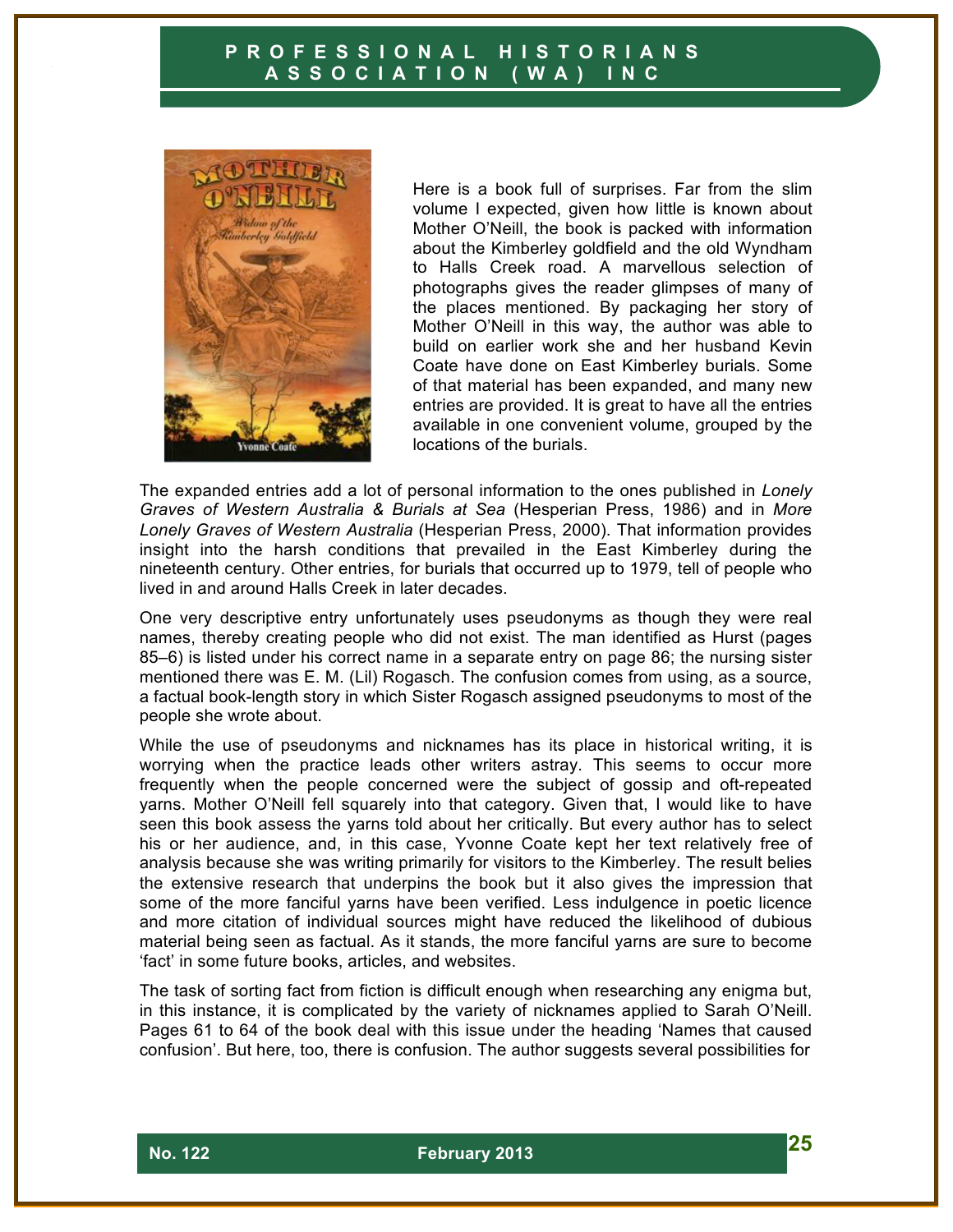Here is a book full of surprises. Far from the slim volume I expected, given how little is known about Mother O'Neill, the book is packed with information about the Kimberley goldfield and the old Wyndham to Halls Creek road. A marvellous selection of photographs gives the reader glimpses of many of the places mentioned. By packaging her story of Mother O'Neill in this way, the author was able to build on earlier work she and her husband Kevin Coate have done on East Kimberley burials. Some of that material has been expanded, and many new entries are provided. It is great to have all the entries available in one convenient volume, grouped by the locations of the burials.

The expanded entries add a lot of personal information to the ones published in *Lonely Graves of Western Australia & Burials at Sea* (Hesperian Press, 1986) and in *More Lonely Graves of Western Australia* (Hesperian Press, 2000). That information provides insight into the harsh conditions that prevailed in the East Kimberley during the nineteenth century. Other entries, for burials that occurred up to 1979, tell of people who lived in and around Halls Creek in later decades.

One very descriptive entry unfortunately uses pseudonyms as though they were real names, thereby creating people who did not exist. The man identified as Hurst (pages 85–6) is listed under his correct name in a separate entry on page 86; the nursing sister mentioned there was E. M. (Lil) Rogasch. The confusion comes from using, as a source, a factual book-length story in which Sister Rogasch assigned pseudonyms to most of the people she wrote about.

While the use of pseudonyms and nicknames has its place in historical writing, it is worrying when the practice leads other writers astray. This seems to occur more frequently when the people concerned were the subject of gossip and oft-repeated yarns. Mother O'Neill fell squarely into that category. Given that, I would like to have seen this book assess the yarns told about her critically. But every author has to select his or her audience, and, in this case, Yvonne Coate kept her text relatively free of analysis because she was writing primarily for visitors to the Kimberley. The result belies the extensive research that underpins the book but it also gives the impression that some of the more fanciful yarns have been verified. Less indulgence in poetic licence and more citation of individual sources might have reduced the likelihood of dubious material being seen as factual. As it stands, the more fanciful yarns are sure to become 'fact' in some future books, articles, and websites.

The task of sorting fact from fiction is difficult enough when researching any enigma but, in this instance, it is complicated by the variety of nicknames applied to Sarah O'Neill. Pages 61 to 64 of the book deal with this issue under the heading 'Names that caused confusion'. But here, too, there is confusion. The author suggests several possibilities for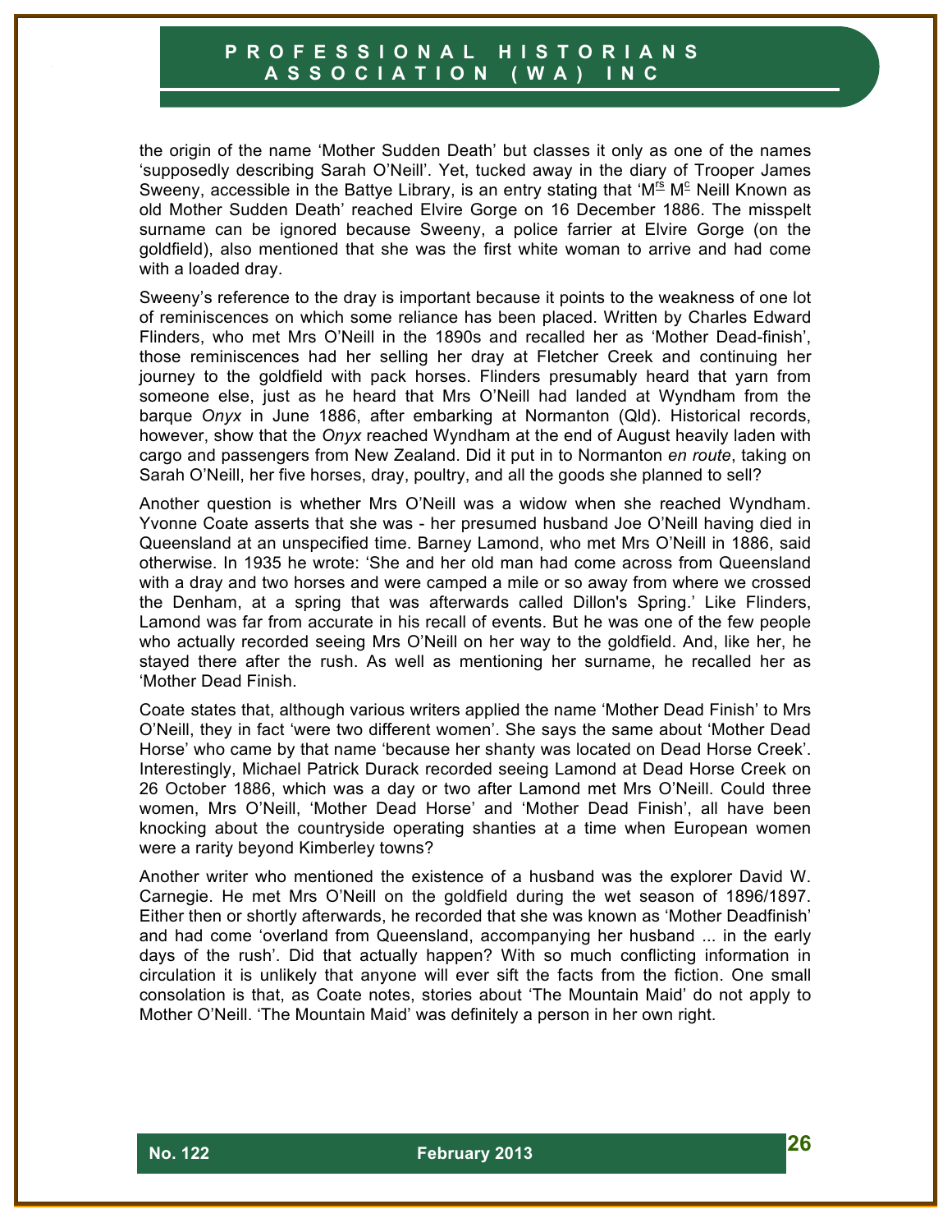the origin of the name 'Mother Sudden Death' but classes it only as one of the names 'supposedly describing Sarah O'Neill'. Yet, tucked away in the diary of Trooper James Sweeny, accessible in the Battye Library, is an entry stating that 'M[rs] M[c] Neill Known as old Mother Sudden Death' reached Elvire Gorge on 16 December 1886. The misspelt surname can be ignored because Sweeny, a police farrier at Elvire Gorge (on the goldfield), also mentioned that she was the first white woman to arrive and had come with a loaded dray.

Sweeny's reference to the dray is important because it points to the weakness of one lot of reminiscences on which some reliance has been placed. Written by Charles Edward Flinders, who met Mrs O'Neill in the 1890s and recalled her as 'Mother Dead-finish', those reminiscences had her selling her dray at Fletcher Creek and continuing her journey to the goldfield with pack horses. Flinders presumably heard that yarn from someone else, just as he heard that Mrs O'Neill had landed at Wyndham from the barque *Onyx* in June 1886, after embarking at Normanton (Qld). Historical records, however, show that the *Onyx* reached Wyndham at the end of August heavily laden with cargo and passengers from New Zealand. Did it put in to Normanton *en route*, taking on Sarah O'Neill, her five horses, dray, poultry, and all the goods she planned to sell?

Another question is whether Mrs O'Neill was a widow when she reached Wyndham. Yvonne Coate asserts that she was - her presumed husband Joe O'Neill having died in Queensland at an unspecified time. Barney Lamond, who met Mrs O'Neill in 1886, said otherwise. In 1935 he wrote: 'She and her old man had come across from Queensland with a dray and two horses and were camped a mile or so away from where we crossed the Denham, at a spring that was afterwards called Dillon's Spring.' Like Flinders, Lamond was far from accurate in his recall of events. But he was one of the few people who actually recorded seeing Mrs O'Neill on her way to the goldfield. And, like her, he stayed there after the rush. As well as mentioning her surname, he recalled her as 'Mother Dead Finish.

Coate states that, although various writers applied the name 'Mother Dead Finish' to Mrs O'Neill, they in fact 'were two different women'. She says the same about 'Mother Dead Horse' who came by that name 'because her shanty was located on Dead Horse Creek'. Interestingly, Michael Patrick Durack recorded seeing Lamond at Dead Horse Creek on 26 October 1886, which was a day or two after Lamond met Mrs O'Neill. Could three women, Mrs O'Neill, 'Mother Dead Horse' and 'Mother Dead Finish', all have been knocking about the countryside operating shanties at a time when European women were a rarity beyond Kimberley towns?

Another writer who mentioned the existence of a husband was the explorer David W. Carnegie. He met Mrs O'Neill on the goldfield during the wet season of 1896/1897. Either then or shortly afterwards, he recorded that she was known as 'Mother Deadfinish' and had come 'overland from Queensland, accompanying her husband ... in the early days of the rush'. Did that actually happen? With so much conflicting information in circulation it is unlikely that anyone will ever sift the facts from the fiction. One small consolation is that, as Coate notes, stories about 'The Mountain Maid' do not apply to Mother O'Neill. 'The Mountain Maid' was definitely a person in her own right.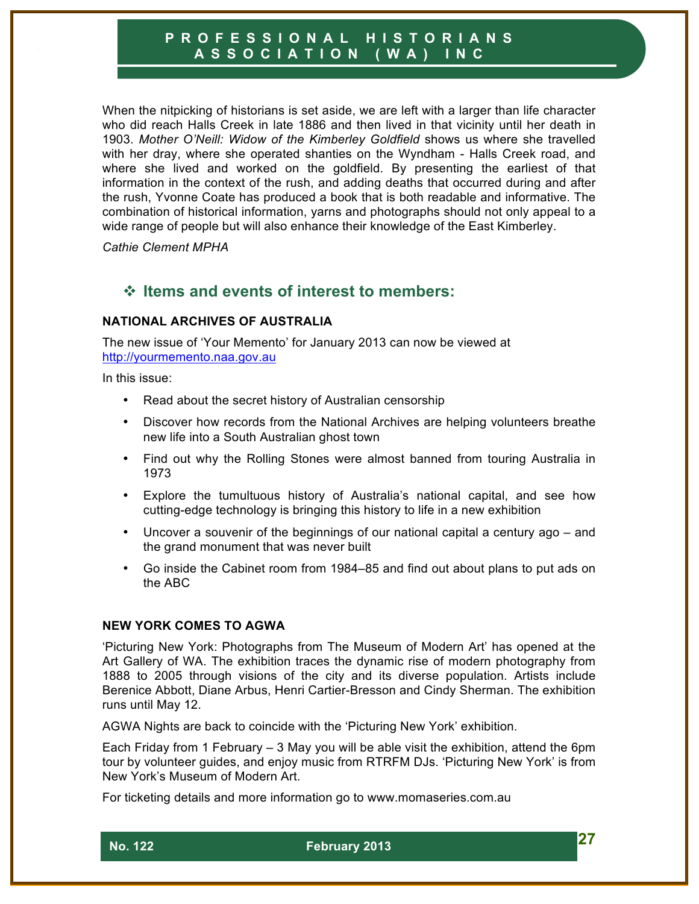When the nitpicking of historians is set aside, we are left with a larger than life character who did reach Halls Creek in late 1886 and then lived in that vicinity until her death in 1903. *Mother O'Neill: Widow of the Kimberley Goldfield* shows us where she travelled with her dray, where she operated shanties on the Wyndham - Halls Creek road, and where she lived and worked on the goldfield. By presenting the earliest of that information in the context of the rush, and adding deaths that occurred during and after the rush, Yvonne Coate has produced a book that is both readable and informative. The combination of historical information, yarns and photographs should not only appeal to a wide range of people but will also enhance their knowledge of the East Kimberley.

*Cathie Clement MPHA*

## ❖ Items and events of interest to members:

**NATIONAL ARCHIVES OF AUSTRALIA**

The new issue of 'Your Memento' for January 2013 can now be viewed at http://yourmemento.naa.gov.au

In this issue:

- Read about the secret history of Australian censorship
- Discover how records from the National Archives are helping volunteers breathe new life into a South Australian ghost town
- Find out why the Rolling Stones were almost banned from touring Australia in 1973
- Explore the tumultuous history of Australia's national capital, and see how cutting-edge technology is bringing this history to life in a new exhibition
- Uncover a souvenir of the beginnings of our national capital a century ago – and the grand monument that was never built
- Go inside the Cabinet room from 1984–85 and find out about plans to put ads on the ABC

**NEW YORK COMES TO AGWA**

'Picturing New York: Photographs from The Museum of Modern Art' has opened at the Art Gallery of WA. The exhibition traces the dynamic rise of modern photography from 1888 to 2005 through visions of the city and its diverse population. Artists include Berenice Abbott, Diane Arbus, Henri Cartier-Bresson and Cindy Sherman. The exhibition runs until May 12.

AGWA Nights are back to coincide with the 'Picturing New York' exhibition.

Each Friday from 1 February – 3 May you will be able visit the exhibition, attend the 6pm tour by volunteer guides, and enjoy music from RTRFM DJs. 'Picturing New York' is from New York's Museum of Modern Art.

For ticketing details and more information go to www.momaseries.com.au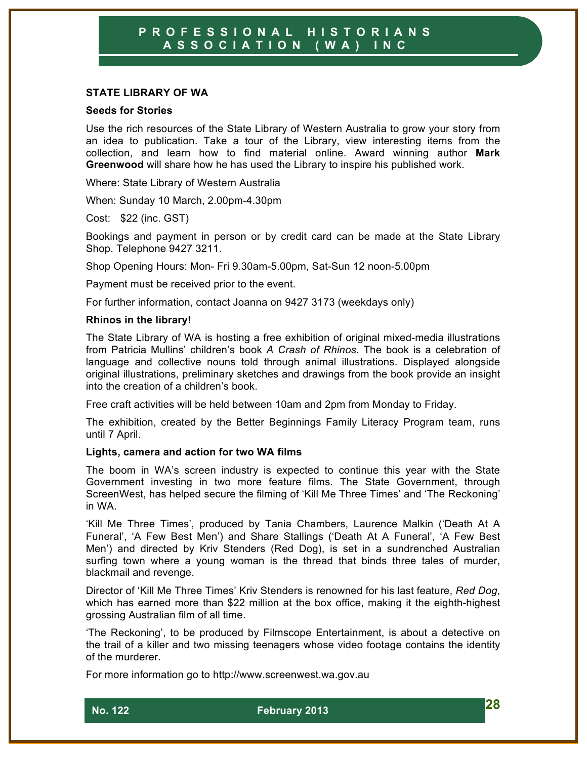## STATE LIBRARY OF WA

### Seeds for Stories

Use the rich resources of the State Library of Western Australia to grow your story from an idea to publication. Take a tour of the Library, view interesting items from the collection, and learn how to find material online. Award winning author **Mark Greenwood** will share how he has used the Library to inspire his published work.

Where: State Library of Western Australia

When: Sunday 10 March, 2.00pm-4.30pm

Cost: $22 (inc. GST)

Bookings and payment in person or by credit card can be made at the State Library Shop. Telephone 9427 3211.

Shop Opening Hours: Mon- Fri 9.30am-5.00pm, Sat-Sun 12 noon-5.00pm

Payment must be received prior to the event.

For further information, contact Joanna on 9427 3173 (weekdays only)

### Rhinos in the library!

The State Library of WA is hosting a free exhibition of original mixed-media illustrations from Patricia Mullins' children's book *A Crash of Rhinos*. The book is a celebration of language and collective nouns told through animal illustrations. Displayed alongside original illustrations, preliminary sketches and drawings from the book provide an insight into the creation of a children's book.

Free craft activities will be held between 10am and 2pm from Monday to Friday.

The exhibition, created by the Better Beginnings Family Literacy Program team, runs until 7 April.

### Lights, camera and action for two WA films

The boom in WA's screen industry is expected to continue this year with the State Government investing in two more feature films. The State Government, through ScreenWest, has helped secure the filming of 'Kill Me Three Times' and 'The Reckoning' in WA.

'Kill Me Three Times', produced by Tania Chambers, Laurence Malkin ('Death At A Funeral', 'A Few Best Men') and Share Stallings ('Death At A Funeral', 'A Few Best Men') and directed by Kriv Stenders (Red Dog), is set in a sundrenched Australian surfing town where a young woman is the thread that binds three tales of murder, blackmail and revenge.

Director of 'Kill Me Three Times' Kriv Stenders is renowned for his last feature, *Red Dog*, which has earned more than $22 million at the box office, making it the eighth-highest grossing Australian film of all time.

'The Reckoning', to be produced by Filmscope Entertainment, is about a detective on the trail of a killer and two missing teenagers whose video footage contains the identity of the murderer.

For more information go to http://www.screenwest.wa.gov.au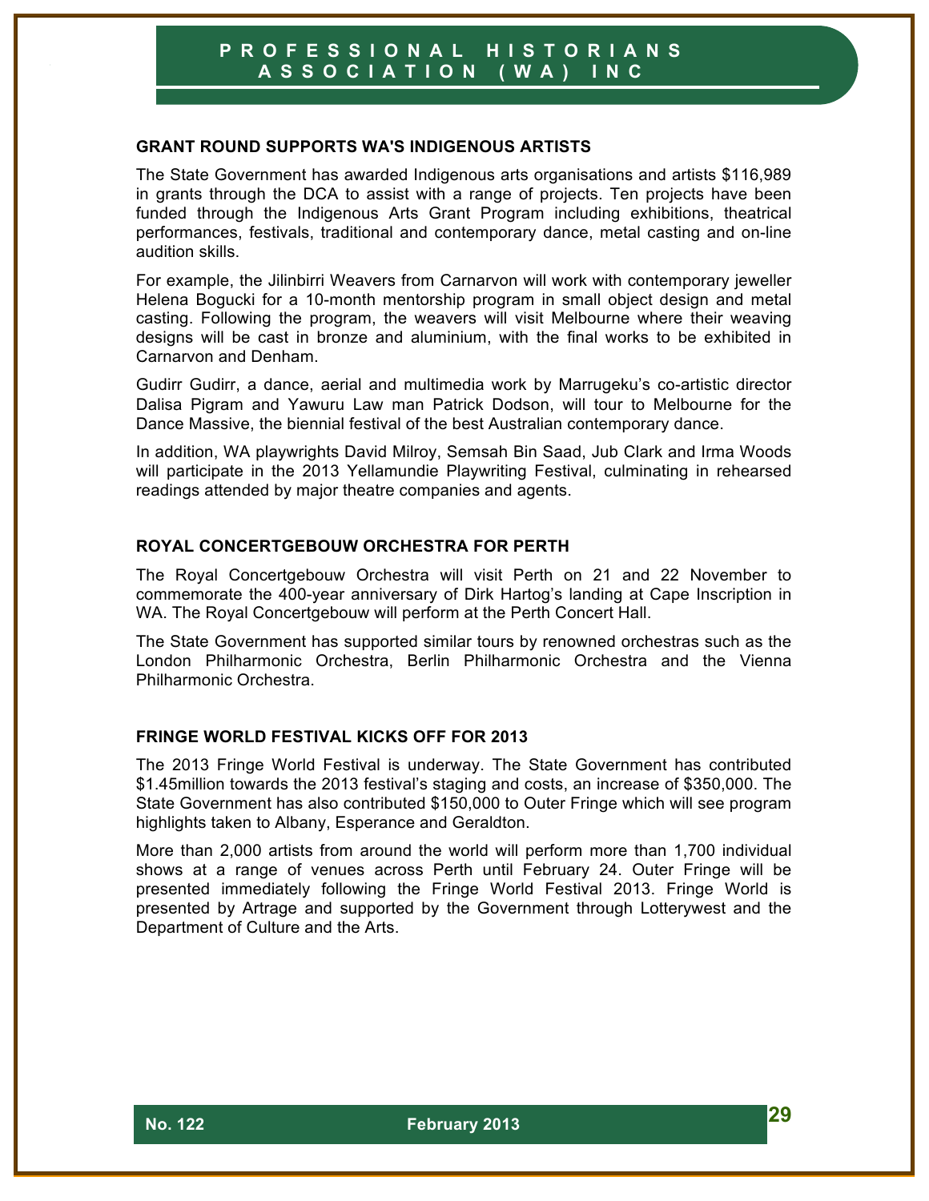## GRANT ROUND SUPPORTS WA'S INDIGENOUS ARTISTS

The State Government has awarded Indigenous arts organisations and artists $116,989 in grants through the DCA to assist with a range of projects. Ten projects have been funded through the Indigenous Arts Grant Program including exhibitions, theatrical performances, festivals, traditional and contemporary dance, metal casting and on-line audition skills.

For example, the Jilinbirri Weavers from Carnarvon will work with contemporary jeweller Helena Bogucki for a 10-month mentorship program in small object design and metal casting. Following the program, the weavers will visit Melbourne where their weaving designs will be cast in bronze and aluminium, with the final works to be exhibited in Carnarvon and Denham.

Gudirr Gudirr, a dance, aerial and multimedia work by Marrugeku's co-artistic director Dalisa Pigram and Yawuru Law man Patrick Dodson, will tour to Melbourne for the Dance Massive, the biennial festival of the best Australian contemporary dance.

In addition, WA playwrights David Milroy, Semsah Bin Saad, Jub Clark and Irma Woods will participate in the 2013 Yellamundie Playwriting Festival, culminating in rehearsed readings attended by major theatre companies and agents.

## ROYAL CONCERTGEBOUW ORCHESTRA FOR PERTH

The Royal Concertgebouw Orchestra will visit Perth on 21 and 22 November to commemorate the 400-year anniversary of Dirk Hartog's landing at Cape Inscription in WA. The Royal Concertgebouw will perform at the Perth Concert Hall.

The State Government has supported similar tours by renowned orchestras such as the London Philharmonic Orchestra, Berlin Philharmonic Orchestra and the Vienna Philharmonic Orchestra.

## FRINGE WORLD FESTIVAL KICKS OFF FOR 2013

The 2013 Fringe World Festival is underway. The State Government has contributed $1.45million towards the 2013 festival's staging and costs, an increase of $350,000. The State Government has also contributed $150,000 to Outer Fringe which will see program highlights taken to Albany, Esperance and Geraldton.

More than 2,000 artists from around the world will perform more than 1,700 individual shows at a range of venues across Perth until February 24. Outer Fringe will be presented immediately following the Fringe World Festival 2013. Fringe World is presented by Artrage and supported by the Government through Lotterywest and the Department of Culture and the Arts.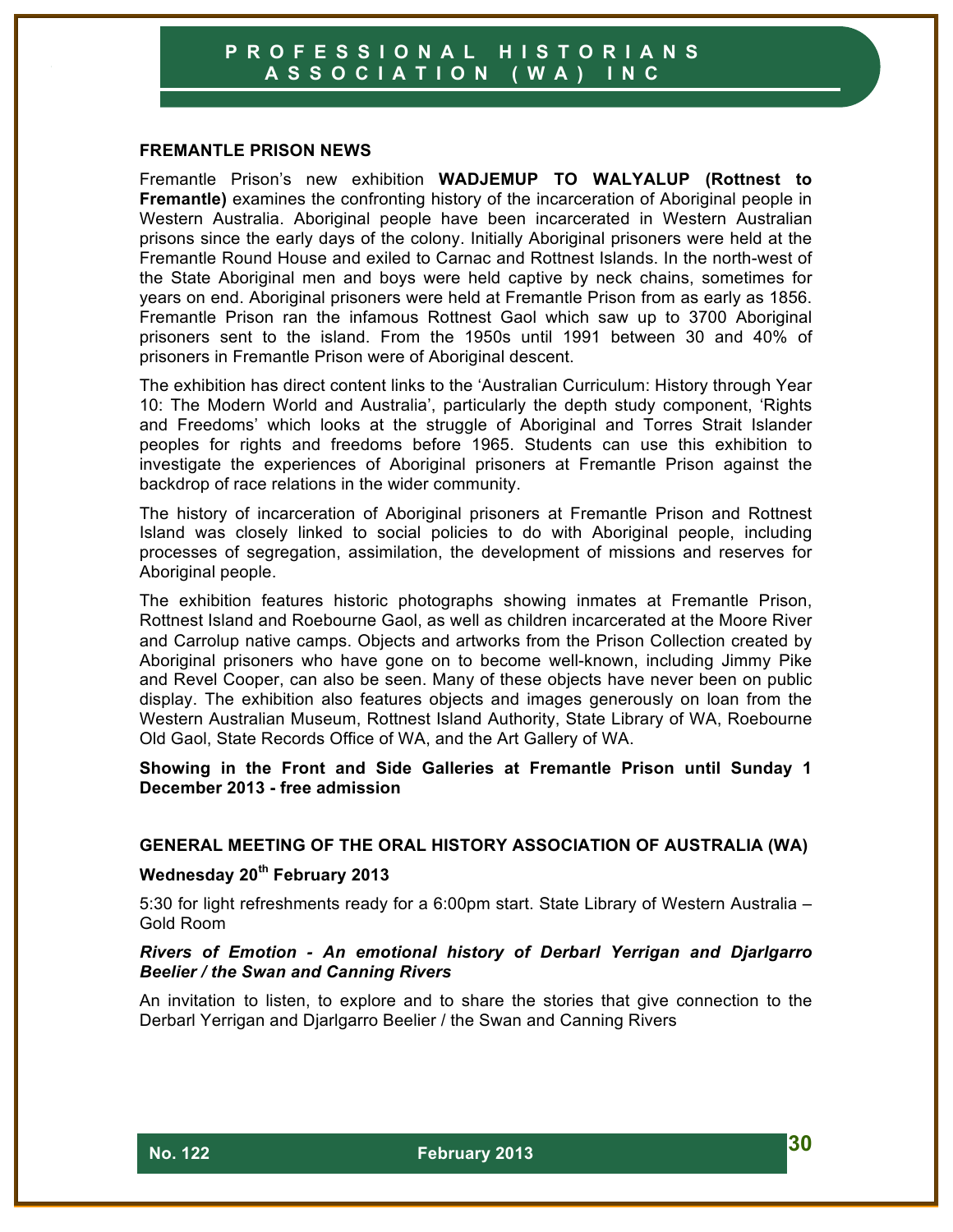## FREMANTLE PRISON NEWS

Fremantle Prison's new exhibition **WADJEMUP TO WALYALUP (Rottnest to Fremantle)** examines the confronting history of the incarceration of Aboriginal people in Western Australia. Aboriginal people have been incarcerated in Western Australian prisons since the early days of the colony. Initially Aboriginal prisoners were held at the Fremantle Round House and exiled to Carnac and Rottnest Islands. In the north-west of the State Aboriginal men and boys were held captive by neck chains, sometimes for years on end. Aboriginal prisoners were held at Fremantle Prison from as early as 1856. Fremantle Prison ran the infamous Rottnest Gaol which saw up to 3700 Aboriginal prisoners sent to the island. From the 1950s until 1991 between 30 and 40% of prisoners in Fremantle Prison were of Aboriginal descent.

The exhibition has direct content links to the 'Australian Curriculum: History through Year 10: The Modern World and Australia', particularly the depth study component, 'Rights and Freedoms' which looks at the struggle of Aboriginal and Torres Strait Islander peoples for rights and freedoms before 1965. Students can use this exhibition to investigate the experiences of Aboriginal prisoners at Fremantle Prison against the backdrop of race relations in the wider community.

The history of incarceration of Aboriginal prisoners at Fremantle Prison and Rottnest Island was closely linked to social policies to do with Aboriginal people, including processes of segregation, assimilation, the development of missions and reserves for Aboriginal people.

The exhibition features historic photographs showing inmates at Fremantle Prison, Rottnest Island and Roebourne Gaol, as well as children incarcerated at the Moore River and Carrolup native camps. Objects and artworks from the Prison Collection created by Aboriginal prisoners who have gone on to become well-known, including Jimmy Pike and Revel Cooper, can also be seen. Many of these objects have never been on public display. The exhibition also features objects and images generously on loan from the Western Australian Museum, Rottnest Island Authority, State Library of WA, Roebourne Old Gaol, State Records Office of WA, and the Art Gallery of WA.

**Showing in the Front and Side Galleries at Fremantle Prison until Sunday 1 December 2013 - free admission**

## GENERAL MEETING OF THE ORAL HISTORY ASSOCIATION OF AUSTRALIA (WA)

**Wednesday 20th February 2013**

5:30 for light refreshments ready for a 6:00pm start. State Library of Western Australia – Gold Room

***Rivers of Emotion - An emotional history of Derbarl Yerrigan and Djarlgarro Beelier / the Swan and Canning Rivers***

An invitation to listen, to explore and to share the stories that give connection to the Derbarl Yerrigan and Djarlgarro Beelier / the Swan and Canning Rivers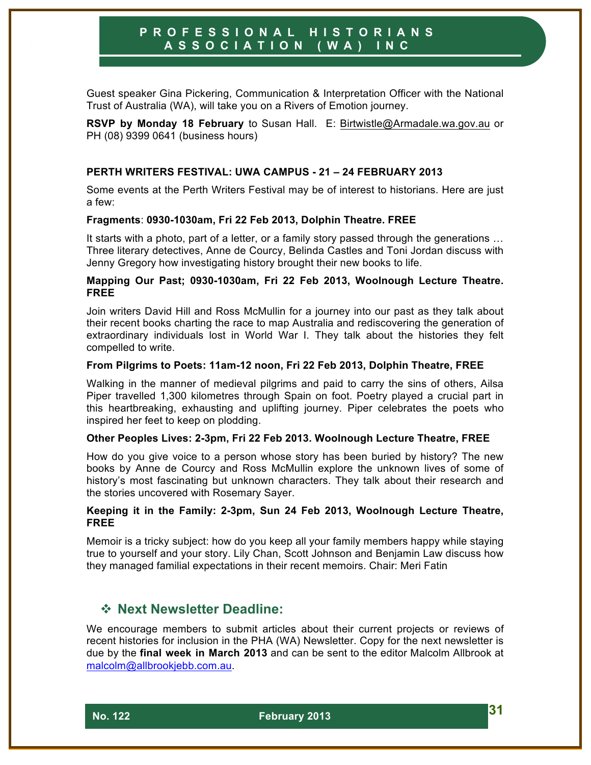Guest speaker Gina Pickering, Communication & Interpretation Officer with the National Trust of Australia (WA), will take you on a Rivers of Emotion journey.

**RSVP by Monday 18 February** to Susan Hall. E: Birtwistle@Armadale.wa.gov.au or PH (08) 9399 0641 (business hours)

**PERTH WRITERS FESTIVAL: UWA CAMPUS - 21 – 24 FEBRUARY 2013**

Some events at the Perth Writers Festival may be of interest to historians. Here are just a few:

**Fragments**: **0930-1030am, Fri 22 Feb 2013, Dolphin Theatre. FREE**

It starts with a photo, part of a letter, or a family story passed through the generations … Three literary detectives, Anne de Courcy, Belinda Castles and Toni Jordan discuss with Jenny Gregory how investigating history brought their new books to life.

**Mapping Our Past; 0930-1030am, Fri 22 Feb 2013, Woolnough Lecture Theatre. FREE**

Join writers David Hill and Ross McMullin for a journey into our past as they talk about their recent books charting the race to map Australia and rediscovering the generation of extraordinary individuals lost in World War I. They talk about the histories they felt compelled to write.

**From Pilgrims to Poets: 11am-12 noon, Fri 22 Feb 2013, Dolphin Theatre, FREE**

Walking in the manner of medieval pilgrims and paid to carry the sins of others, Ailsa Piper travelled 1,300 kilometres through Spain on foot. Poetry played a crucial part in this heartbreaking, exhausting and uplifting journey. Piper celebrates the poets who inspired her feet to keep on plodding.

**Other Peoples Lives: 2-3pm, Fri 22 Feb 2013. Woolnough Lecture Theatre, FREE**

How do you give voice to a person whose story has been buried by history? The new books by Anne de Courcy and Ross McMullin explore the unknown lives of some of history's most fascinating but unknown characters. They talk about their research and the stories uncovered with Rosemary Sayer.

**Keeping it in the Family: 2-3pm, Sun 24 Feb 2013, Woolnough Lecture Theatre, FREE**

Memoir is a tricky subject: how do you keep all your family members happy while staying true to yourself and your story. Lily Chan, Scott Johnson and Benjamin Law discuss how they managed familial expectations in their recent memoirs. Chair: Meri Fatin

## ❖ Next Newsletter Deadline:

We encourage members to submit articles about their current projects or reviews of recent histories for inclusion in the PHA (WA) Newsletter. Copy for the next newsletter is due by the **final week in March 2013** and can be sent to the editor Malcolm Allbrook at malcolm@allbrookjebb.com.au.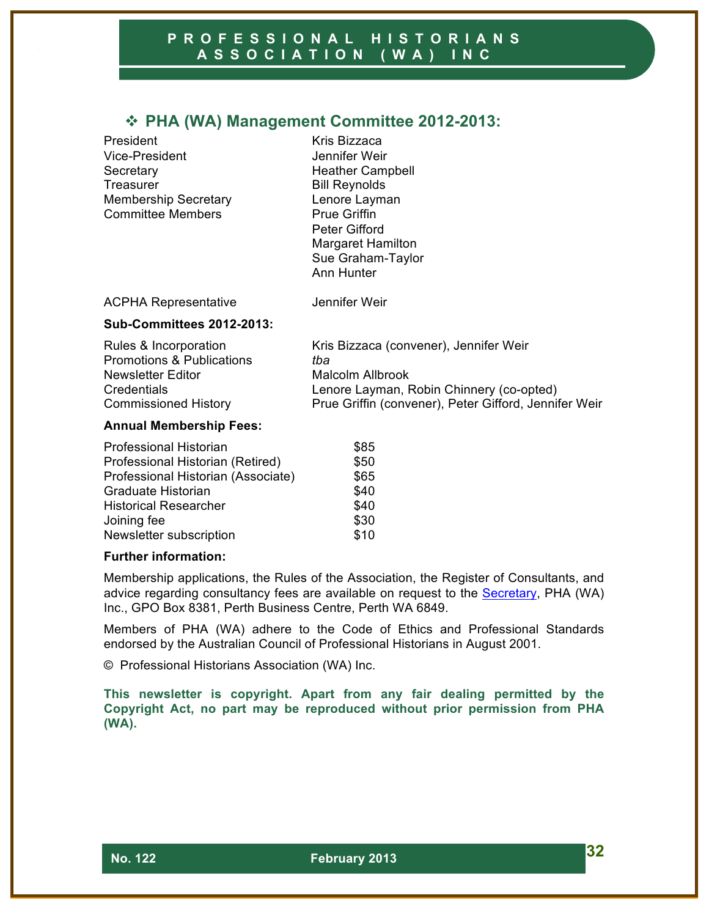## ❖ PHA (WA) Management Committee 2012-2013:

| | |
|---|---|
| President | Kris Bizzaca |
| Vice-President | Jennifer Weir |
| Secretary | Heather Campbell |
| Treasurer | Bill Reynolds |
| Membership Secretary | Lenore Layman |
| Committee Members | Prue Griffin |
| | Peter Gifford |
| | Margaret Hamilton |
| | Sue Graham-Taylor |
| | Ann Hunter |
| ACPHA Representative | Jennifer Weir |

**Sub-Committees 2012-2013:**

| | |
|---|---|
| Rules & Incorporation | Kris Bizzaca (convener), Jennifer Weir |
| Promotions & Publications | *tba* |
| Newsletter Editor | Malcolm Allbrook |
| Credentials | Lenore Layman, Robin Chinnery (co-opted) |
| Commissioned History | Prue Griffin (convener), Peter Gifford, Jennifer Weir |

**Annual Membership Fees:**

| | |
|---|---|
| Professional Historian | $85 |
| Professional Historian (Retired) | $50 |
| Professional Historian (Associate) | $65 |
| Graduate Historian | $40 |
| Historical Researcher | $40 |
| Joining fee | $30 |
| Newsletter subscription | $10 |

**Further information:**

Membership applications, the Rules of the Association, the Register of Consultants, and advice regarding consultancy fees are available on request to the Secretary, PHA (WA) Inc., GPO Box 8381, Perth Business Centre, Perth WA 6849.

Members of PHA (WA) adhere to the Code of Ethics and Professional Standards endorsed by the Australian Council of Professional Historians in August 2001.

© Professional Historians Association (WA) Inc.

**This newsletter is copyright. Apart from any fair dealing permitted by the Copyright Act, no part may be reproduced without prior permission from PHA (WA).**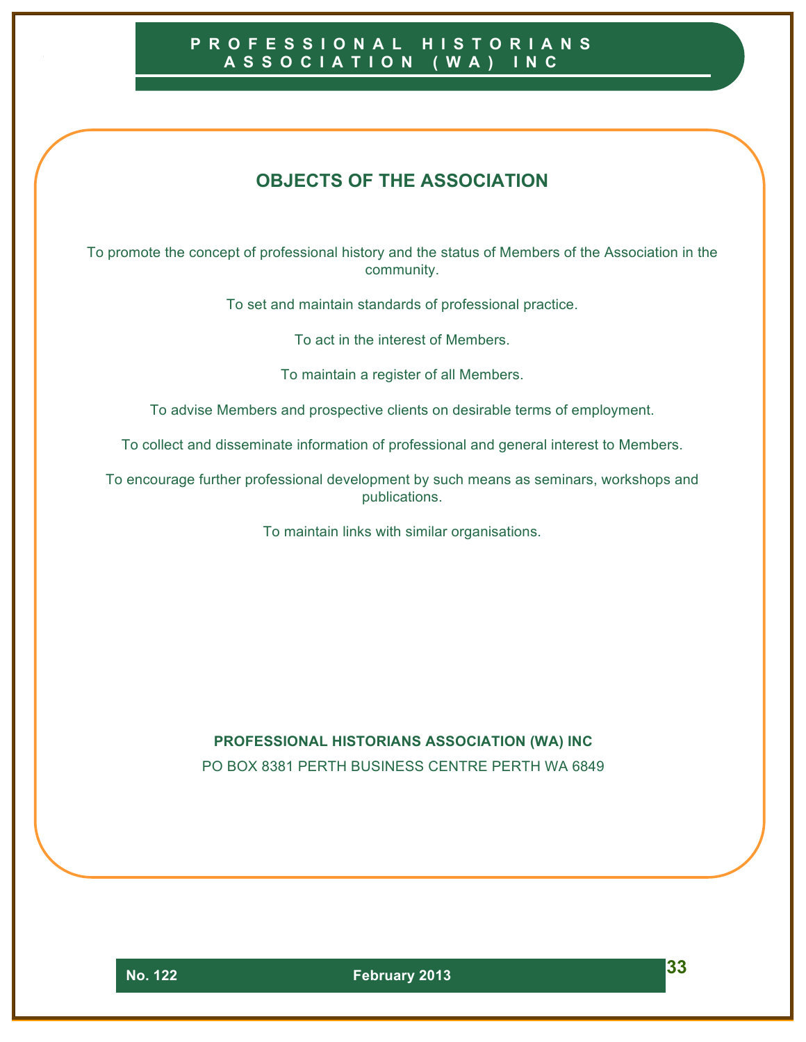## OBJECTS OF THE ASSOCIATION

To promote the concept of professional history and the status of Members of the Association in the community.

To set and maintain standards of professional practice.

To act in the interest of Members.

To maintain a register of all Members.

To advise Members and prospective clients on desirable terms of employment.

To collect and disseminate information of professional and general interest to Members.

To encourage further professional development by such means as seminars, workshops and publications.

To maintain links with similar organisations.

**PROFESSIONAL HISTORIANS ASSOCIATION (WA) INC**

PO BOX 8381 PERTH BUSINESS CENTRE PERTH WA 6849